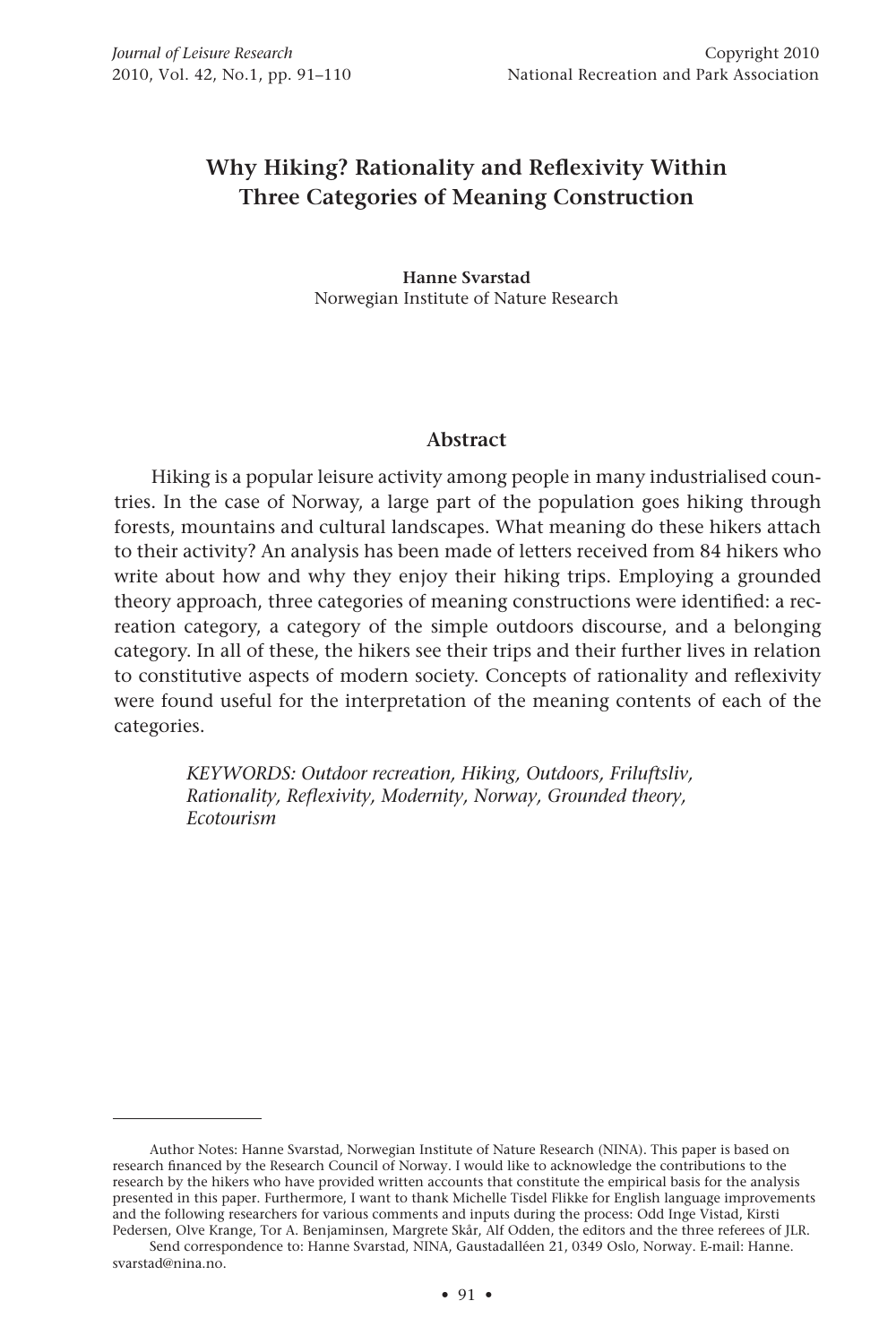# Why Hiking? Rationality and Reflexivity Within Three Categories of Meaning Construction

**Hanne Svarstad**
Norwegian Institute of Nature Research

## Abstract

Hiking is a popular leisure activity among people in many industrialised countries. In the case of Norway, a large part of the population goes hiking through forests, mountains and cultural landscapes. What meaning do these hikers attach to their activity? An analysis has been made of letters received from 84 hikers who write about how and why they enjoy their hiking trips. Employing a grounded theory approach, three categories of meaning constructions were identified: a recreation category, a category of the simple outdoors discourse, and a belonging category. In all of these, the hikers see their trips and their further lives in relation to constitutive aspects of modern society. Concepts of rationality and reflexivity were found useful for the interpretation of the meaning contents of each of the categories.

*KEYWORDS: Outdoor recreation, Hiking, Outdoors, Friluftsliv, Rationality, Reflexivity, Modernity, Norway, Grounded theory, Ecotourism*

---

Author Notes: Hanne Svarstad, Norwegian Institute of Nature Research (NINA). This paper is based on research financed by the Research Council of Norway. I would like to acknowledge the contributions to the research by the hikers who have provided written accounts that constitute the empirical basis for the analysis presented in this paper. Furthermore, I want to thank Michelle Tisdel Flikke for English language improvements and the following researchers for various comments and inputs during the process: Odd Inge Vistad, Kirsti Pedersen, Olve Krange, Tor A. Benjaminsen, Margrete Skår, Alf Odden, the editors and the three referees of JLR.

Send correspondence to: Hanne Svarstad, NINA, Gaustadalléen 21, 0349 Oslo, Norway. E-mail: Hanne.svarstad@nina.no.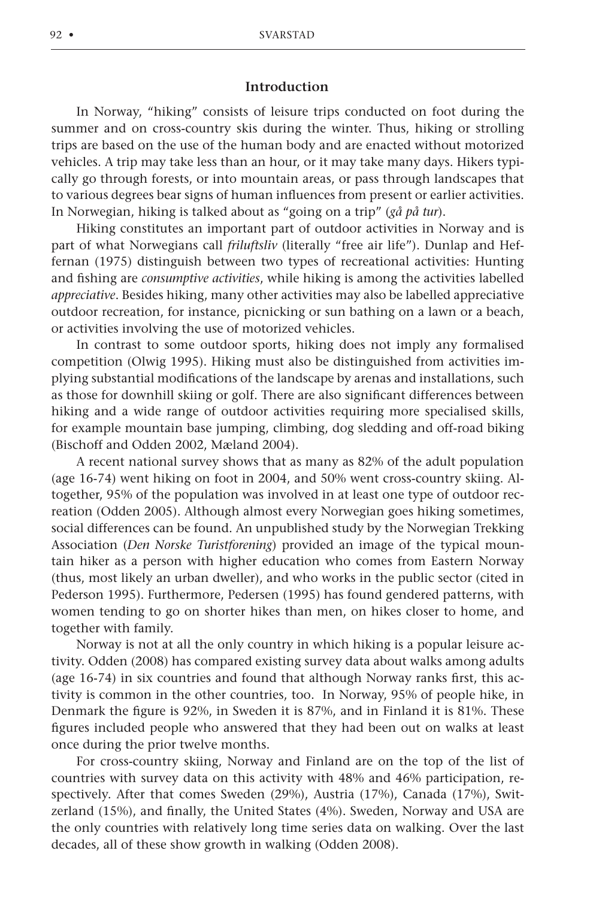## Introduction

In Norway, "hiking" consists of leisure trips conducted on foot during the summer and on cross-country skis during the winter. Thus, hiking or strolling trips are based on the use of the human body and are enacted without motorized vehicles. A trip may take less than an hour, or it may take many days. Hikers typically go through forests, or into mountain areas, or pass through landscapes that to various degrees bear signs of human influences from present or earlier activities. In Norwegian, hiking is talked about as "going on a trip" (*gå på tur*).

Hiking constitutes an important part of outdoor activities in Norway and is part of what Norwegians call *friluftsliv* (literally "free air life"). Dunlap and Heffernan (1975) distinguish between two types of recreational activities: Hunting and fishing are *consumptive activities*, while hiking is among the activities labelled *appreciative*. Besides hiking, many other activities may also be labelled appreciative outdoor recreation, for instance, picnicking or sun bathing on a lawn or a beach, or activities involving the use of motorized vehicles.

In contrast to some outdoor sports, hiking does not imply any formalised competition (Olwig 1995). Hiking must also be distinguished from activities implying substantial modifications of the landscape by arenas and installations, such as those for downhill skiing or golf. There are also significant differences between hiking and a wide range of outdoor activities requiring more specialised skills, for example mountain base jumping, climbing, dog sledding and off-road biking (Bischoff and Odden 2002, Mæland 2004).

A recent national survey shows that as many as 82% of the adult population (age 16-74) went hiking on foot in 2004, and 50% went cross-country skiing. Altogether, 95% of the population was involved in at least one type of outdoor recreation (Odden 2005). Although almost every Norwegian goes hiking sometimes, social differences can be found. An unpublished study by the Norwegian Trekking Association (*Den Norske Turistforening*) provided an image of the typical mountain hiker as a person with higher education who comes from Eastern Norway (thus, most likely an urban dweller), and who works in the public sector (cited in Pederson 1995). Furthermore, Pedersen (1995) has found gendered patterns, with women tending to go on shorter hikes than men, on hikes closer to home, and together with family.

Norway is not at all the only country in which hiking is a popular leisure activity. Odden (2008) has compared existing survey data about walks among adults (age 16-74) in six countries and found that although Norway ranks first, this activity is common in the other countries, too. In Norway, 95% of people hike, in Denmark the figure is 92%, in Sweden it is 87%, and in Finland it is 81%. These figures included people who answered that they had been out on walks at least once during the prior twelve months.

For cross-country skiing, Norway and Finland are on the top of the list of countries with survey data on this activity with 48% and 46% participation, respectively. After that comes Sweden (29%), Austria (17%), Canada (17%), Switzerland (15%), and finally, the United States (4%). Sweden, Norway and USA are the only countries with relatively long time series data on walking. Over the last decades, all of these show growth in walking (Odden 2008).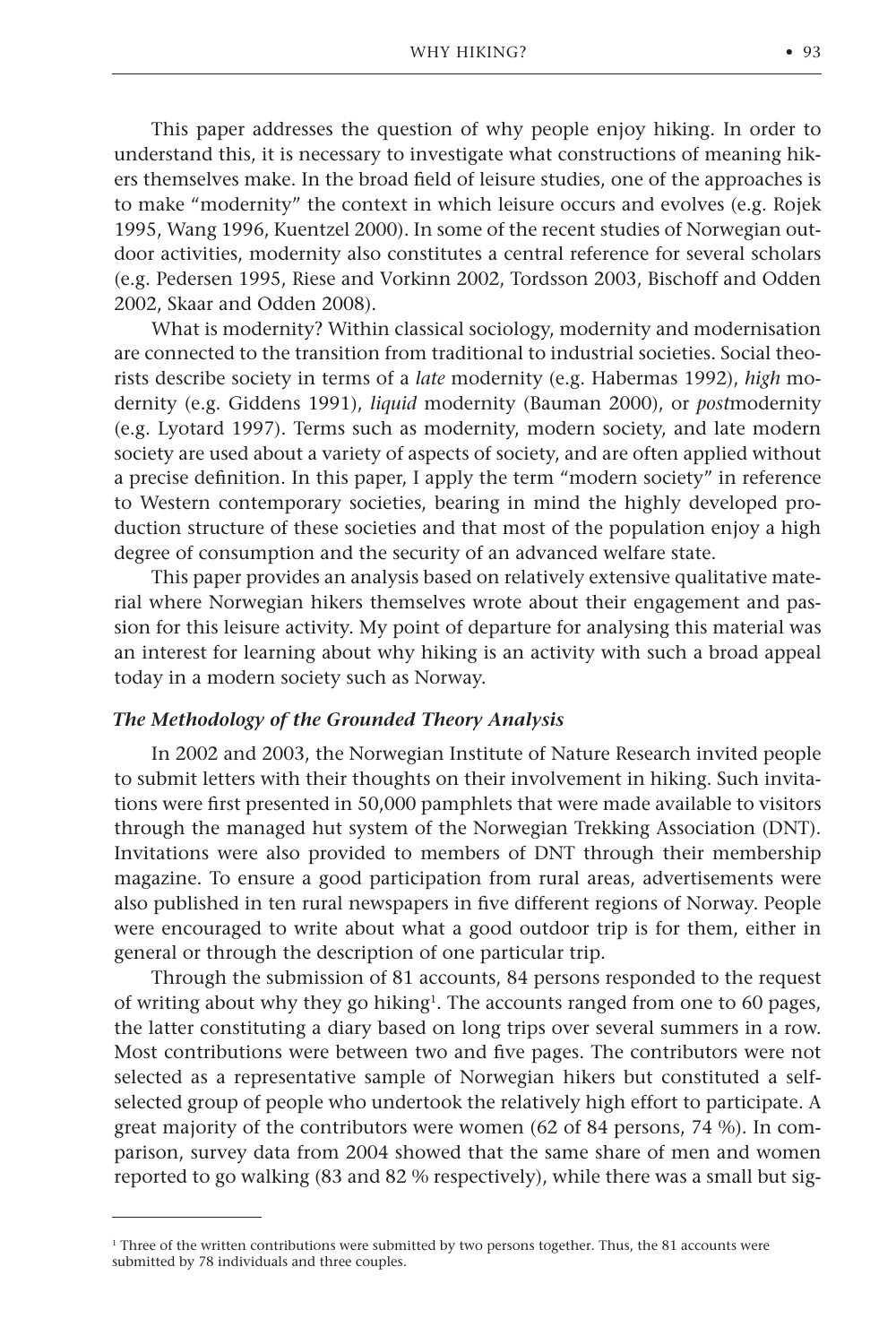This paper addresses the question of why people enjoy hiking. In order to understand this, it is necessary to investigate what constructions of meaning hikers themselves make. In the broad field of leisure studies, one of the approaches is to make "modernity" the context in which leisure occurs and evolves (e.g. Rojek 1995, Wang 1996, Kuentzel 2000). In some of the recent studies of Norwegian outdoor activities, modernity also constitutes a central reference for several scholars (e.g. Pedersen 1995, Riese and Vorkinn 2002, Tordsson 2003, Bischoff and Odden 2002, Skaar and Odden 2008).

What is modernity? Within classical sociology, modernity and modernisation are connected to the transition from traditional to industrial societies. Social theorists describe society in terms of a *late* modernity (e.g. Habermas 1992), *high* modernity (e.g. Giddens 1991), *liquid* modernity (Bauman 2000), or *post*modernity (e.g. Lyotard 1997). Terms such as modernity, modern society, and late modern society are used about a variety of aspects of society, and are often applied without a precise definition. In this paper, I apply the term "modern society" in reference to Western contemporary societies, bearing in mind the highly developed production structure of these societies and that most of the population enjoy a high degree of consumption and the security of an advanced welfare state.

This paper provides an analysis based on relatively extensive qualitative material where Norwegian hikers themselves wrote about their engagement and passion for this leisure activity. My point of departure for analysing this material was an interest for learning about why hiking is an activity with such a broad appeal today in a modern society such as Norway.

### *The Methodology of the Grounded Theory Analysis*

In 2002 and 2003, the Norwegian Institute of Nature Research invited people to submit letters with their thoughts on their involvement in hiking. Such invitations were first presented in 50,000 pamphlets that were made available to visitors through the managed hut system of the Norwegian Trekking Association (DNT). Invitations were also provided to members of DNT through their membership magazine. To ensure a good participation from rural areas, advertisements were also published in ten rural newspapers in five different regions of Norway. People were encouraged to write about what a good outdoor trip is for them, either in general or through the description of one particular trip.

Through the submission of 81 accounts, 84 persons responded to the request of writing about why they go hiking[1]. The accounts ranged from one to 60 pages, the latter constituting a diary based on long trips over several summers in a row. Most contributions were between two and five pages. The contributors were not selected as a representative sample of Norwegian hikers but constituted a self-selected group of people who undertook the relatively high effort to participate. A great majority of the contributors were women (62 of 84 persons, 74 %). In comparison, survey data from 2004 showed that the same share of men and women reported to go walking (83 and 82 % respectively), while there was a small but sig-

[1] Three of the written contributions were submitted by two persons together. Thus, the 81 accounts were submitted by 78 individuals and three couples.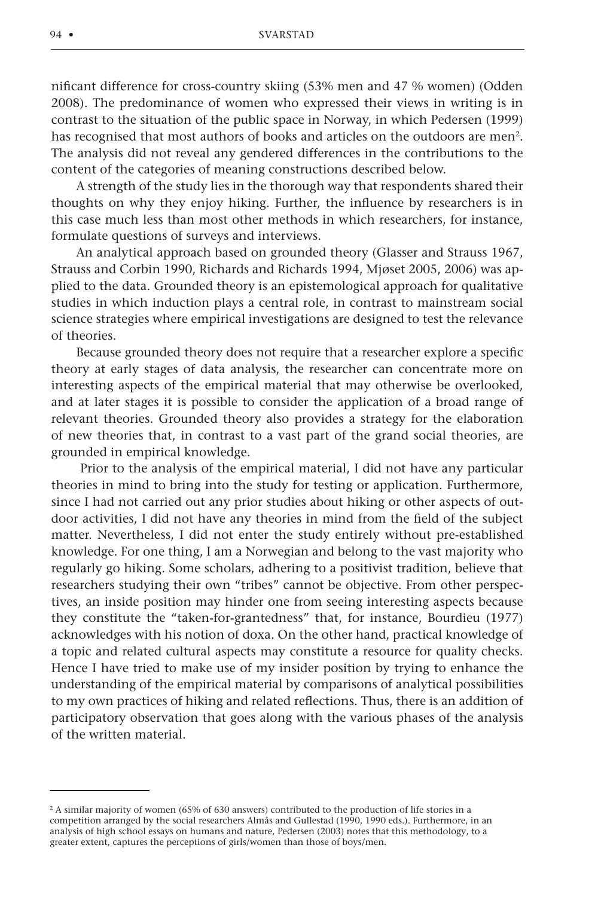nificant difference for cross-country skiing (53% men and 47 % women) (Odden 2008). The predominance of women who expressed their views in writing is in contrast to the situation of the public space in Norway, in which Pedersen (1999) has recognised that most authors of books and articles on the outdoors are men[2]. The analysis did not reveal any gendered differences in the contributions to the content of the categories of meaning constructions described below.

A strength of the study lies in the thorough way that respondents shared their thoughts on why they enjoy hiking. Further, the influence by researchers is in this case much less than most other methods in which researchers, for instance, formulate questions of surveys and interviews.

An analytical approach based on grounded theory (Glasser and Strauss 1967, Strauss and Corbin 1990, Richards and Richards 1994, Mjøset 2005, 2006) was applied to the data. Grounded theory is an epistemological approach for qualitative studies in which induction plays a central role, in contrast to mainstream social science strategies where empirical investigations are designed to test the relevance of theories.

Because grounded theory does not require that a researcher explore a specific theory at early stages of data analysis, the researcher can concentrate more on interesting aspects of the empirical material that may otherwise be overlooked, and at later stages it is possible to consider the application of a broad range of relevant theories. Grounded theory also provides a strategy for the elaboration of new theories that, in contrast to a vast part of the grand social theories, are grounded in empirical knowledge.

Prior to the analysis of the empirical material, I did not have any particular theories in mind to bring into the study for testing or application. Furthermore, since I had not carried out any prior studies about hiking or other aspects of outdoor activities, I did not have any theories in mind from the field of the subject matter. Nevertheless, I did not enter the study entirely without pre-established knowledge. For one thing, I am a Norwegian and belong to the vast majority who regularly go hiking. Some scholars, adhering to a positivist tradition, believe that researchers studying their own "tribes" cannot be objective. From other perspectives, an inside position may hinder one from seeing interesting aspects because they constitute the "taken-for-grantedness" that, for instance, Bourdieu (1977) acknowledges with his notion of doxa. On the other hand, practical knowledge of a topic and related cultural aspects may constitute a resource for quality checks. Hence I have tried to make use of my insider position by trying to enhance the understanding of the empirical material by comparisons of analytical possibilities to my own practices of hiking and related reflections. Thus, there is an addition of participatory observation that goes along with the various phases of the analysis of the written material.

---

[2] A similar majority of women (65% of 630 answers) contributed to the production of life stories in a competition arranged by the social researchers Almås and Gullestad (1990, 1990 eds.). Furthermore, in an analysis of high school essays on humans and nature, Pedersen (2003) notes that this methodology, to a greater extent, captures the perceptions of girls/women than those of boys/men.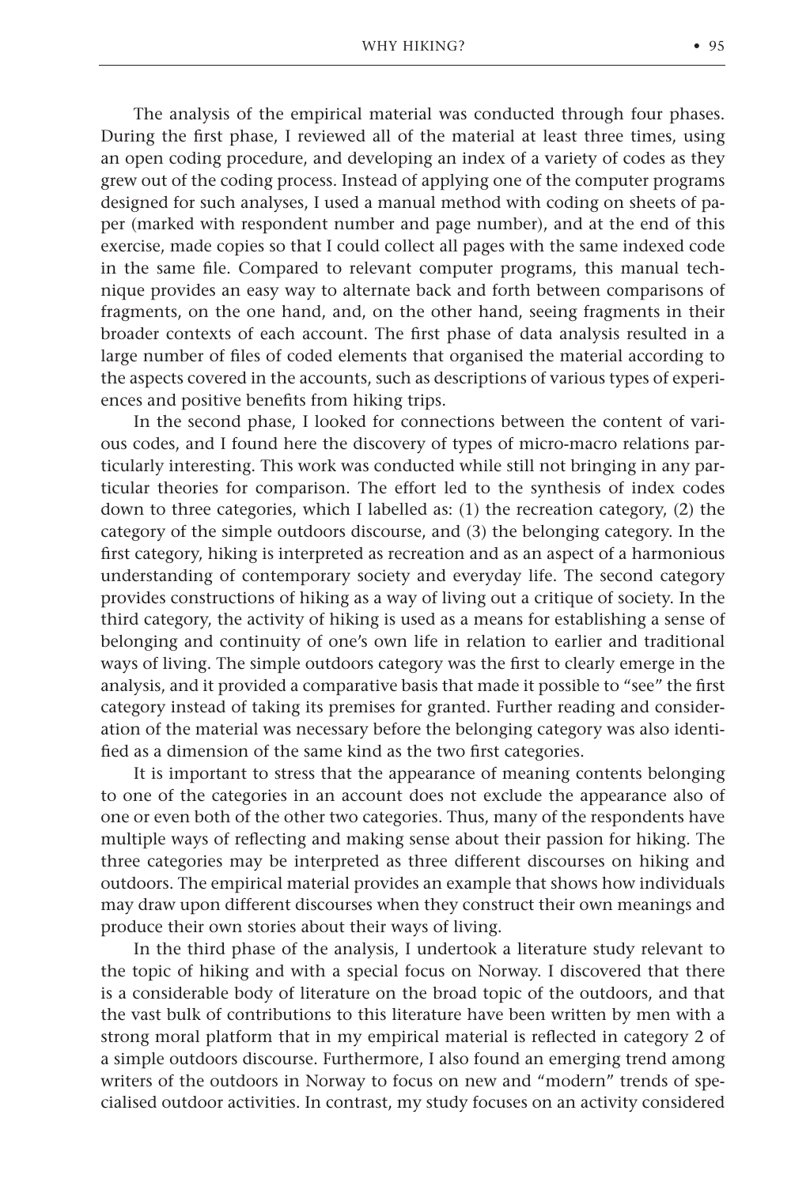The analysis of the empirical material was conducted through four phases. During the first phase, I reviewed all of the material at least three times, using an open coding procedure, and developing an index of a variety of codes as they grew out of the coding process. Instead of applying one of the computer programs designed for such analyses, I used a manual method with coding on sheets of paper (marked with respondent number and page number), and at the end of this exercise, made copies so that I could collect all pages with the same indexed code in the same file. Compared to relevant computer programs, this manual technique provides an easy way to alternate back and forth between comparisons of fragments, on the one hand, and, on the other hand, seeing fragments in their broader contexts of each account. The first phase of data analysis resulted in a large number of files of coded elements that organised the material according to the aspects covered in the accounts, such as descriptions of various types of experiences and positive benefits from hiking trips.

In the second phase, I looked for connections between the content of various codes, and I found here the discovery of types of micro-macro relations particularly interesting. This work was conducted while still not bringing in any particular theories for comparison. The effort led to the synthesis of index codes down to three categories, which I labelled as: (1) the recreation category, (2) the category of the simple outdoors discourse, and (3) the belonging category. In the first category, hiking is interpreted as recreation and as an aspect of a harmonious understanding of contemporary society and everyday life. The second category provides constructions of hiking as a way of living out a critique of society. In the third category, the activity of hiking is used as a means for establishing a sense of belonging and continuity of one's own life in relation to earlier and traditional ways of living. The simple outdoors category was the first to clearly emerge in the analysis, and it provided a comparative basis that made it possible to "see" the first category instead of taking its premises for granted. Further reading and consideration of the material was necessary before the belonging category was also identified as a dimension of the same kind as the two first categories.

It is important to stress that the appearance of meaning contents belonging to one of the categories in an account does not exclude the appearance also of one or even both of the other two categories. Thus, many of the respondents have multiple ways of reflecting and making sense about their passion for hiking. The three categories may be interpreted as three different discourses on hiking and outdoors. The empirical material provides an example that shows how individuals may draw upon different discourses when they construct their own meanings and produce their own stories about their ways of living.

In the third phase of the analysis, I undertook a literature study relevant to the topic of hiking and with a special focus on Norway. I discovered that there is a considerable body of literature on the broad topic of the outdoors, and that the vast bulk of contributions to this literature have been written by men with a strong moral platform that in my empirical material is reflected in category 2 of a simple outdoors discourse. Furthermore, I also found an emerging trend among writers of the outdoors in Norway to focus on new and "modern" trends of specialised outdoor activities. In contrast, my study focuses on an activity considered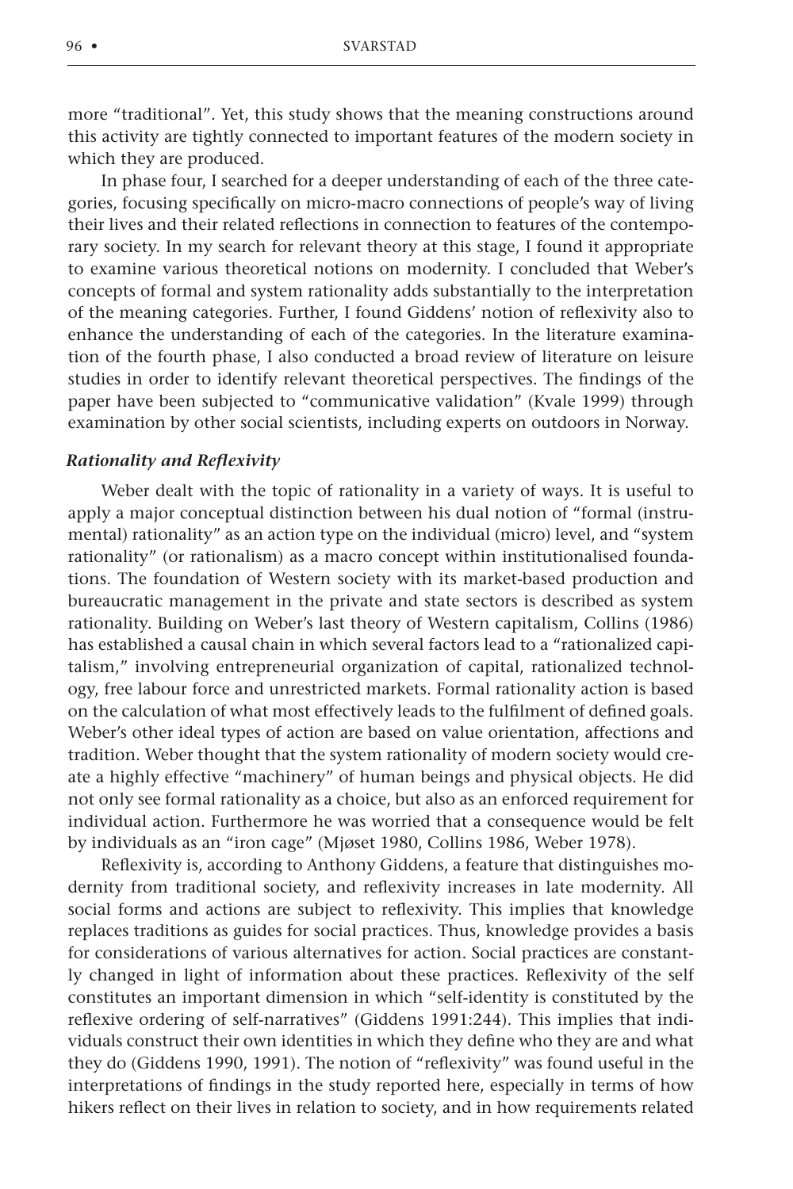more "traditional". Yet, this study shows that the meaning constructions around this activity are tightly connected to important features of the modern society in which they are produced.

In phase four, I searched for a deeper understanding of each of the three categories, focusing specifically on micro-macro connections of people's way of living their lives and their related reflections in connection to features of the contemporary society. In my search for relevant theory at this stage, I found it appropriate to examine various theoretical notions on modernity. I concluded that Weber's concepts of formal and system rationality adds substantially to the interpretation of the meaning categories. Further, I found Giddens' notion of reflexivity also to enhance the understanding of each of the categories. In the literature examination of the fourth phase, I also conducted a broad review of literature on leisure studies in order to identify relevant theoretical perspectives. The findings of the paper have been subjected to "communicative validation" (Kvale 1999) through examination by other social scientists, including experts on outdoors in Norway.

### *Rationality and Reflexivity*

Weber dealt with the topic of rationality in a variety of ways. It is useful to apply a major conceptual distinction between his dual notion of "formal (instrumental) rationality" as an action type on the individual (micro) level, and "system rationality" (or rationalism) as a macro concept within institutionalised foundations. The foundation of Western society with its market-based production and bureaucratic management in the private and state sectors is described as system rationality. Building on Weber's last theory of Western capitalism, Collins (1986) has established a causal chain in which several factors lead to a "rationalized capitalism," involving entrepreneurial organization of capital, rationalized technology, free labour force and unrestricted markets. Formal rationality action is based on the calculation of what most effectively leads to the fulfilment of defined goals. Weber's other ideal types of action are based on value orientation, affections and tradition. Weber thought that the system rationality of modern society would create a highly effective "machinery" of human beings and physical objects. He did not only see formal rationality as a choice, but also as an enforced requirement for individual action. Furthermore he was worried that a consequence would be felt by individuals as an "iron cage" (Mjøset 1980, Collins 1986, Weber 1978).

Reflexivity is, according to Anthony Giddens, a feature that distinguishes modernity from traditional society, and reflexivity increases in late modernity. All social forms and actions are subject to reflexivity. This implies that knowledge replaces traditions as guides for social practices. Thus, knowledge provides a basis for considerations of various alternatives for action. Social practices are constantly changed in light of information about these practices. Reflexivity of the self constitutes an important dimension in which "self-identity is constituted by the reflexive ordering of self-narratives" (Giddens 1991:244). This implies that individuals construct their own identities in which they define who they are and what they do (Giddens 1990, 1991). The notion of "reflexivity" was found useful in the interpretations of findings in the study reported here, especially in terms of how hikers reflect on their lives in relation to society, and in how requirements related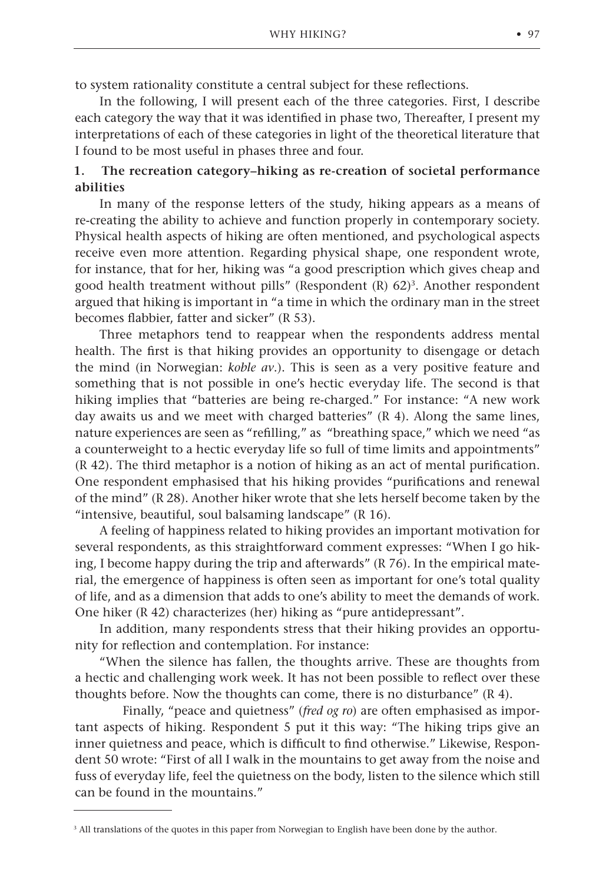to system rationality constitute a central subject for these reflections.

In the following, I will present each of the three categories. First, I describe each category the way that it was identified in phase two, Thereafter, I present my interpretations of each of these categories in light of the theoretical literature that I found to be most useful in phases three and four.

### 1. The recreation category–hiking as re-creation of societal performance abilities

In many of the response letters of the study, hiking appears as a means of re-creating the ability to achieve and function properly in contemporary society. Physical health aspects of hiking are often mentioned, and psychological aspects receive even more attention. Regarding physical shape, one respondent wrote, for instance, that for her, hiking was "a good prescription which gives cheap and good health treatment without pills" (Respondent (R) 62)[3]. Another respondent argued that hiking is important in "a time in which the ordinary man in the street becomes flabbier, fatter and sicker" (R 53).

Three metaphors tend to reappear when the respondents address mental health. The first is that hiking provides an opportunity to disengage or detach the mind (in Norwegian: *koble av*.). This is seen as a very positive feature and something that is not possible in one's hectic everyday life. The second is that hiking implies that "batteries are being re-charged." For instance: "A new work day awaits us and we meet with charged batteries" (R 4). Along the same lines, nature experiences are seen as "refilling," as "breathing space," which we need "as a counterweight to a hectic everyday life so full of time limits and appointments" (R 42). The third metaphor is a notion of hiking as an act of mental purification. One respondent emphasised that his hiking provides "purifications and renewal of the mind" (R 28). Another hiker wrote that she lets herself become taken by the "intensive, beautiful, soul balsaming landscape" (R 16).

A feeling of happiness related to hiking provides an important motivation for several respondents, as this straightforward comment expresses: "When I go hiking, I become happy during the trip and afterwards" (R 76). In the empirical material, the emergence of happiness is often seen as important for one's total quality of life, and as a dimension that adds to one's ability to meet the demands of work. One hiker (R 42) characterizes (her) hiking as "pure antidepressant".

In addition, many respondents stress that their hiking provides an opportunity for reflection and contemplation. For instance:

"When the silence has fallen, the thoughts arrive. These are thoughts from a hectic and challenging work week. It has not been possible to reflect over these thoughts before. Now the thoughts can come, there is no disturbance" (R 4).

Finally, "peace and quietness" (*fred og ro*) are often emphasised as important aspects of hiking. Respondent 5 put it this way: "The hiking trips give an inner quietness and peace, which is difficult to find otherwise." Likewise, Respondent 50 wrote: "First of all I walk in the mountains to get away from the noise and fuss of everyday life, feel the quietness on the body, listen to the silence which still can be found in the mountains."

---

[3] All translations of the quotes in this paper from Norwegian to English have been done by the author.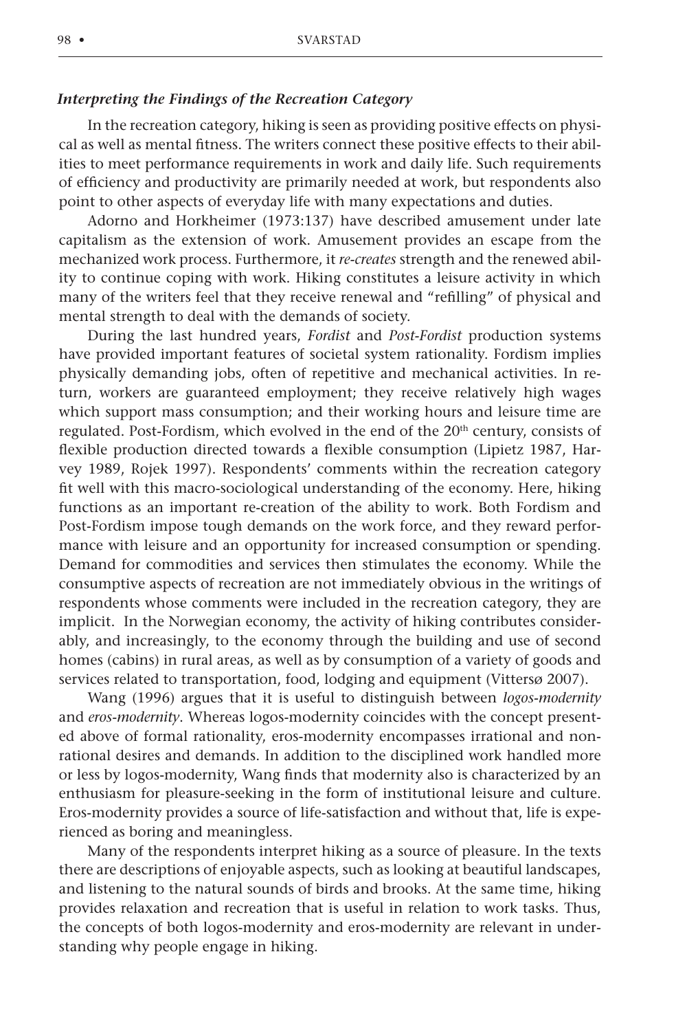### *Interpreting the Findings of the Recreation Category*

In the recreation category, hiking is seen as providing positive effects on physical as well as mental fitness. The writers connect these positive effects to their abilities to meet performance requirements in work and daily life. Such requirements of efficiency and productivity are primarily needed at work, but respondents also point to other aspects of everyday life with many expectations and duties.

Adorno and Horkheimer (1973:137) have described amusement under late capitalism as the extension of work. Amusement provides an escape from the mechanized work process. Furthermore, it *re-creates* strength and the renewed ability to continue coping with work. Hiking constitutes a leisure activity in which many of the writers feel that they receive renewal and "refilling" of physical and mental strength to deal with the demands of society.

During the last hundred years, *Fordist* and *Post-Fordist* production systems have provided important features of societal system rationality. Fordism implies physically demanding jobs, often of repetitive and mechanical activities. In return, workers are guaranteed employment; they receive relatively high wages which support mass consumption; and their working hours and leisure time are regulated. Post-Fordism, which evolved in the end of the 20th century, consists of flexible production directed towards a flexible consumption (Lipietz 1987, Harvey 1989, Rojek 1997). Respondents' comments within the recreation category fit well with this macro-sociological understanding of the economy. Here, hiking functions as an important re-creation of the ability to work. Both Fordism and Post-Fordism impose tough demands on the work force, and they reward performance with leisure and an opportunity for increased consumption or spending. Demand for commodities and services then stimulates the economy. While the consumptive aspects of recreation are not immediately obvious in the writings of respondents whose comments were included in the recreation category, they are implicit. In the Norwegian economy, the activity of hiking contributes considerably, and increasingly, to the economy through the building and use of second homes (cabins) in rural areas, as well as by consumption of a variety of goods and services related to transportation, food, lodging and equipment (Vittersø 2007).

Wang (1996) argues that it is useful to distinguish between *logos-modernity* and *eros-modernity*. Whereas logos-modernity coincides with the concept presented above of formal rationality, eros-modernity encompasses irrational and non-rational desires and demands. In addition to the disciplined work handled more or less by logos-modernity, Wang finds that modernity also is characterized by an enthusiasm for pleasure-seeking in the form of institutional leisure and culture. Eros-modernity provides a source of life-satisfaction and without that, life is experienced as boring and meaningless.

Many of the respondents interpret hiking as a source of pleasure. In the texts there are descriptions of enjoyable aspects, such as looking at beautiful landscapes, and listening to the natural sounds of birds and brooks. At the same time, hiking provides relaxation and recreation that is useful in relation to work tasks. Thus, the concepts of both logos-modernity and eros-modernity are relevant in understanding why people engage in hiking.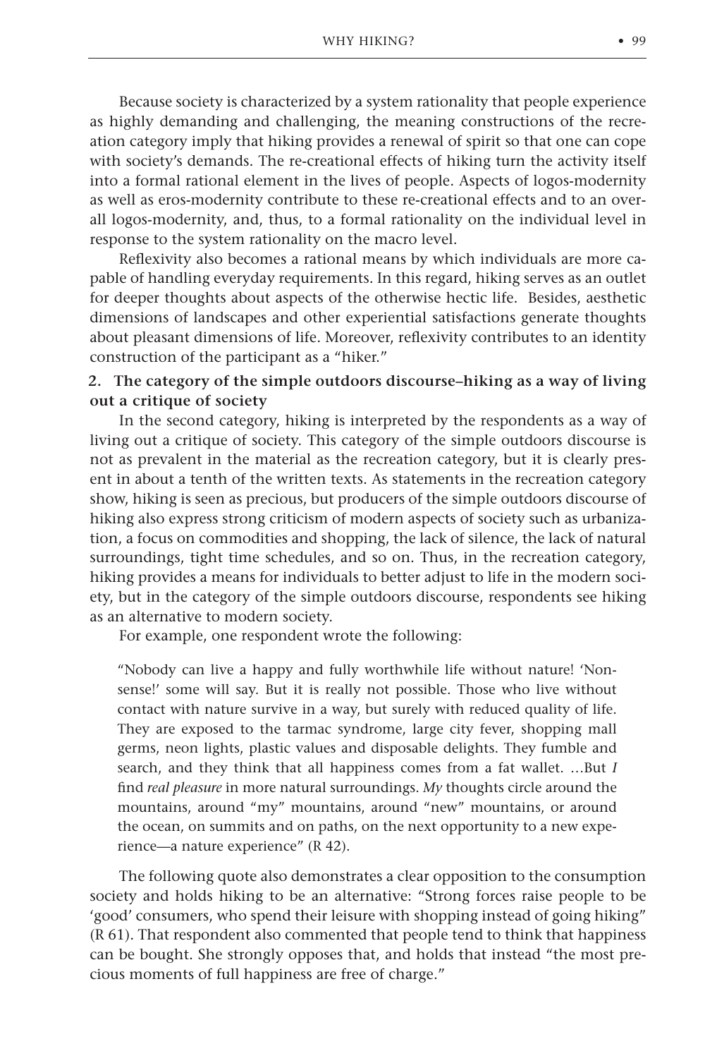Because society is characterized by a system rationality that people experience as highly demanding and challenging, the meaning constructions of the recreation category imply that hiking provides a renewal of spirit so that one can cope with society's demands. The re-creational effects of hiking turn the activity itself into a formal rational element in the lives of people. Aspects of logos-modernity as well as eros-modernity contribute to these re-creational effects and to an overall logos-modernity, and, thus, to a formal rationality on the individual level in response to the system rationality on the macro level.

Reflexivity also becomes a rational means by which individuals are more capable of handling everyday requirements. In this regard, hiking serves as an outlet for deeper thoughts about aspects of the otherwise hectic life. Besides, aesthetic dimensions of landscapes and other experiential satisfactions generate thoughts about pleasant dimensions of life. Moreover, reflexivity contributes to an identity construction of the participant as a "hiker."

**2. The category of the simple outdoors discourse–hiking as a way of living out a critique of society**

In the second category, hiking is interpreted by the respondents as a way of living out a critique of society. This category of the simple outdoors discourse is not as prevalent in the material as the recreation category, but it is clearly present in about a tenth of the written texts. As statements in the recreation category show, hiking is seen as precious, but producers of the simple outdoors discourse of hiking also express strong criticism of modern aspects of society such as urbanization, a focus on commodities and shopping, the lack of silence, the lack of natural surroundings, tight time schedules, and so on. Thus, in the recreation category, hiking provides a means for individuals to better adjust to life in the modern society, but in the category of the simple outdoors discourse, respondents see hiking as an alternative to modern society.

For example, one respondent wrote the following:

> "Nobody can live a happy and fully worthwhile life without nature! 'Nonsense!' some will say. But it is really not possible. Those who live without contact with nature survive in a way, but surely with reduced quality of life. They are exposed to the tarmac syndrome, large city fever, shopping mall germs, neon lights, plastic values and disposable delights. They fumble and search, and they think that all happiness comes from a fat wallet. …But *I* find *real pleasure* in more natural surroundings. *My* thoughts circle around the mountains, around "my" mountains, around "new" mountains, or around the ocean, on summits and on paths, on the next opportunity to a new experience—a nature experience" (R 42).

The following quote also demonstrates a clear opposition to the consumption society and holds hiking to be an alternative: "Strong forces raise people to be 'good' consumers, who spend their leisure with shopping instead of going hiking" (R 61). That respondent also commented that people tend to think that happiness can be bought. She strongly opposes that, and holds that instead "the most precious moments of full happiness are free of charge."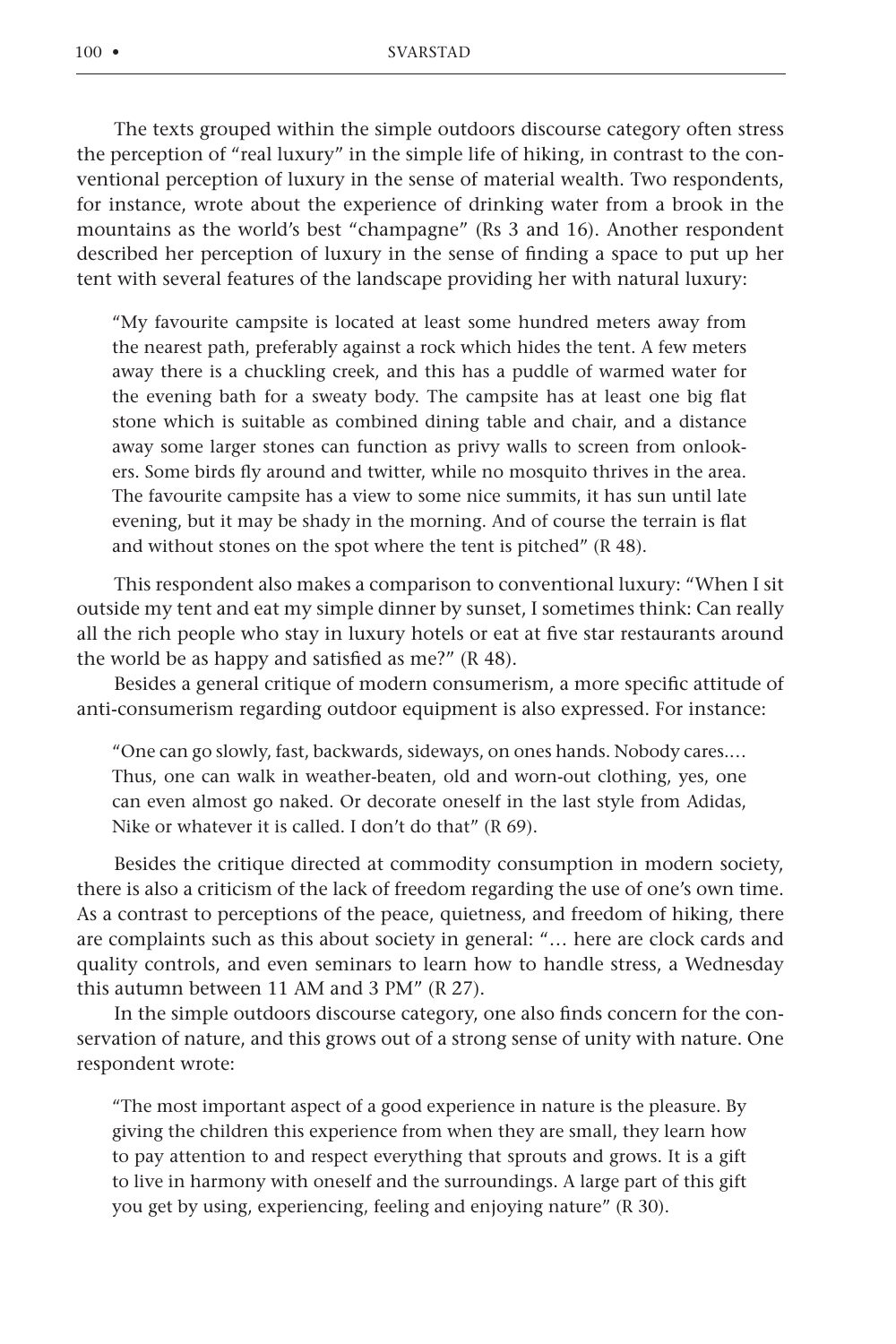The texts grouped within the simple outdoors discourse category often stress the perception of "real luxury" in the simple life of hiking, in contrast to the conventional perception of luxury in the sense of material wealth. Two respondents, for instance, wrote about the experience of drinking water from a brook in the mountains as the world's best "champagne" (Rs 3 and 16). Another respondent described her perception of luxury in the sense of finding a space to put up her tent with several features of the landscape providing her with natural luxury:

> "My favourite campsite is located at least some hundred meters away from the nearest path, preferably against a rock which hides the tent. A few meters away there is a chuckling creek, and this has a puddle of warmed water for the evening bath for a sweaty body. The campsite has at least one big flat stone which is suitable as combined dining table and chair, and a distance away some larger stones can function as privy walls to screen from onlookers. Some birds fly around and twitter, while no mosquito thrives in the area. The favourite campsite has a view to some nice summits, it has sun until late evening, but it may be shady in the morning. And of course the terrain is flat and without stones on the spot where the tent is pitched" (R 48).

This respondent also makes a comparison to conventional luxury: "When I sit outside my tent and eat my simple dinner by sunset, I sometimes think: Can really all the rich people who stay in luxury hotels or eat at five star restaurants around the world be as happy and satisfied as me?" (R 48).

Besides a general critique of modern consumerism, a more specific attitude of anti-consumerism regarding outdoor equipment is also expressed. For instance:

> "One can go slowly, fast, backwards, sideways, on ones hands. Nobody cares.… Thus, one can walk in weather-beaten, old and worn-out clothing, yes, one can even almost go naked. Or decorate oneself in the last style from Adidas, Nike or whatever it is called. I don't do that" (R 69).

Besides the critique directed at commodity consumption in modern society, there is also a criticism of the lack of freedom regarding the use of one's own time. As a contrast to perceptions of the peace, quietness, and freedom of hiking, there are complaints such as this about society in general: "… here are clock cards and quality controls, and even seminars to learn how to handle stress, a Wednesday this autumn between 11 AM and 3 PM" (R 27).

In the simple outdoors discourse category, one also finds concern for the conservation of nature, and this grows out of a strong sense of unity with nature. One respondent wrote:

> "The most important aspect of a good experience in nature is the pleasure. By giving the children this experience from when they are small, they learn how to pay attention to and respect everything that sprouts and grows. It is a gift to live in harmony with oneself and the surroundings. A large part of this gift you get by using, experiencing, feeling and enjoying nature" (R 30).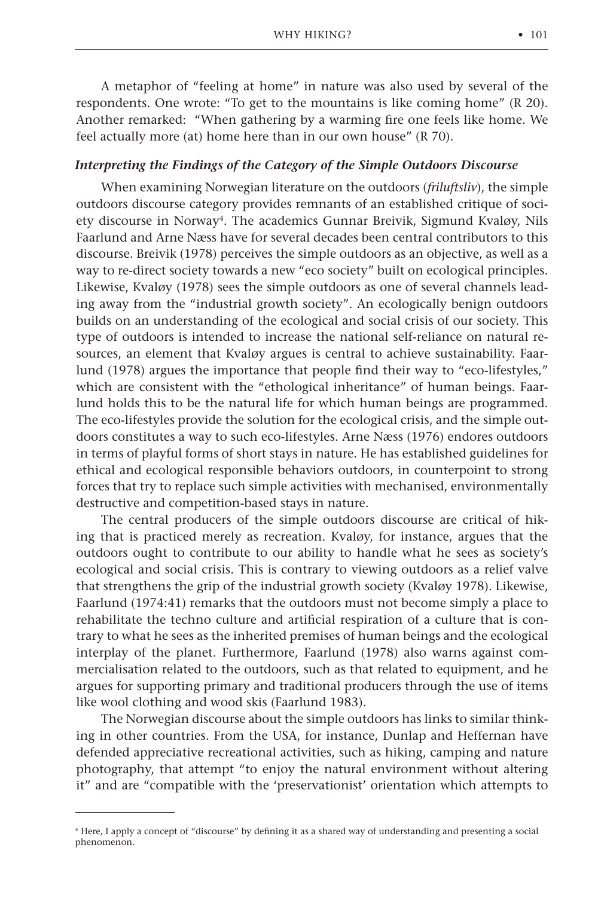A metaphor of "feeling at home" in nature was also used by several of the respondents. One wrote: "To get to the mountains is like coming home" (R 20). Another remarked: "When gathering by a warming fire one feels like home. We feel actually more (at) home here than in our own house" (R 70).

### *Interpreting the Findings of the Category of the Simple Outdoors Discourse*

When examining Norwegian literature on the outdoors (*friluftsliv*), the simple outdoors discourse category provides remnants of an established critique of society discourse in Norway[4]. The academics Gunnar Breivik, Sigmund Kvaløy, Nils Faarlund and Arne Næss have for several decades been central contributors to this discourse. Breivik (1978) perceives the simple outdoors as an objective, as well as a way to re-direct society towards a new "eco society" built on ecological principles. Likewise, Kvaløy (1978) sees the simple outdoors as one of several channels leading away from the "industrial growth society". An ecologically benign outdoors builds on an understanding of the ecological and social crisis of our society. This type of outdoors is intended to increase the national self-reliance on natural resources, an element that Kvaløy argues is central to achieve sustainability. Faarlund (1978) argues the importance that people find their way to "eco-lifestyles," which are consistent with the "ethological inheritance" of human beings. Faarlund holds this to be the natural life for which human beings are programmed. The eco-lifestyles provide the solution for the ecological crisis, and the simple outdoors constitutes a way to such eco-lifestyles. Arne Næss (1976) endores outdoors in terms of playful forms of short stays in nature. He has established guidelines for ethical and ecological responsible behaviors outdoors, in counterpoint to strong forces that try to replace such simple activities with mechanised, environmentally destructive and competition-based stays in nature.

The central producers of the simple outdoors discourse are critical of hiking that is practiced merely as recreation. Kvaløy, for instance, argues that the outdoors ought to contribute to our ability to handle what he sees as society's ecological and social crisis. This is contrary to viewing outdoors as a relief valve that strengthens the grip of the industrial growth society (Kvaløy 1978). Likewise, Faarlund (1974:41) remarks that the outdoors must not become simply a place to rehabilitate the techno culture and artificial respiration of a culture that is contrary to what he sees as the inherited premises of human beings and the ecological interplay of the planet. Furthermore, Faarlund (1978) also warns against commercialisation related to the outdoors, such as that related to equipment, and he argues for supporting primary and traditional producers through the use of items like wool clothing and wood skis (Faarlund 1983).

The Norwegian discourse about the simple outdoors has links to similar thinking in other countries. From the USA, for instance, Dunlap and Heffernan have defended appreciative recreational activities, such as hiking, camping and nature photography, that attempt "to enjoy the natural environment without altering it" and are "compatible with the 'preservationist' orientation which attempts to

---

[4] Here, I apply a concept of "discourse" by defining it as a shared way of understanding and presenting a social phenomenon.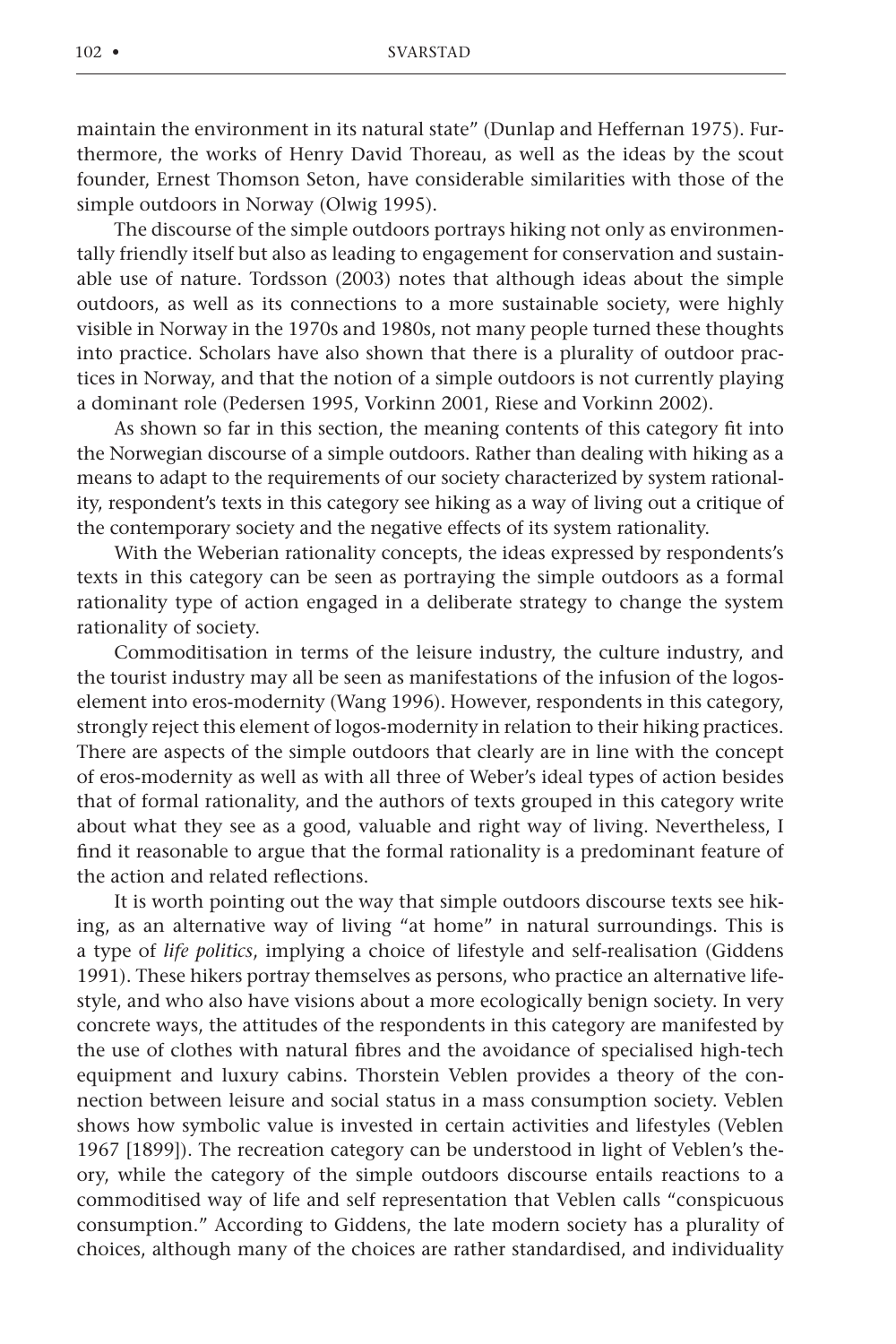maintain the environment in its natural state" (Dunlap and Heffernan 1975). Furthermore, the works of Henry David Thoreau, as well as the ideas by the scout founder, Ernest Thomson Seton, have considerable similarities with those of the simple outdoors in Norway (Olwig 1995).

The discourse of the simple outdoors portrays hiking not only as environmentally friendly itself but also as leading to engagement for conservation and sustainable use of nature. Tordsson (2003) notes that although ideas about the simple outdoors, as well as its connections to a more sustainable society, were highly visible in Norway in the 1970s and 1980s, not many people turned these thoughts into practice. Scholars have also shown that there is a plurality of outdoor practices in Norway, and that the notion of a simple outdoors is not currently playing a dominant role (Pedersen 1995, Vorkinn 2001, Riese and Vorkinn 2002).

As shown so far in this section, the meaning contents of this category fit into the Norwegian discourse of a simple outdoors. Rather than dealing with hiking as a means to adapt to the requirements of our society characterized by system rationality, respondent's texts in this category see hiking as a way of living out a critique of the contemporary society and the negative effects of its system rationality.

With the Weberian rationality concepts, the ideas expressed by respondents's texts in this category can be seen as portraying the simple outdoors as a formal rationality type of action engaged in a deliberate strategy to change the system rationality of society.

Commoditisation in terms of the leisure industry, the culture industry, and the tourist industry may all be seen as manifestations of the infusion of the logos-element into eros-modernity (Wang 1996). However, respondents in this category, strongly reject this element of logos-modernity in relation to their hiking practices. There are aspects of the simple outdoors that clearly are in line with the concept of eros-modernity as well as with all three of Weber's ideal types of action besides that of formal rationality, and the authors of texts grouped in this category write about what they see as a good, valuable and right way of living. Nevertheless, I find it reasonable to argue that the formal rationality is a predominant feature of the action and related reflections.

It is worth pointing out the way that simple outdoors discourse texts see hiking, as an alternative way of living "at home" in natural surroundings. This is a type of *life politics*, implying a choice of lifestyle and self-realisation (Giddens 1991). These hikers portray themselves as persons, who practice an alternative lifestyle, and who also have visions about a more ecologically benign society. In very concrete ways, the attitudes of the respondents in this category are manifested by the use of clothes with natural fibres and the avoidance of specialised high-tech equipment and luxury cabins. Thorstein Veblen provides a theory of the connection between leisure and social status in a mass consumption society. Veblen shows how symbolic value is invested in certain activities and lifestyles (Veblen 1967 [1899]). The recreation category can be understood in light of Veblen's theory, while the category of the simple outdoors discourse entails reactions to a commoditised way of life and self representation that Veblen calls "conspicuous consumption." According to Giddens, the late modern society has a plurality of choices, although many of the choices are rather standardised, and individuality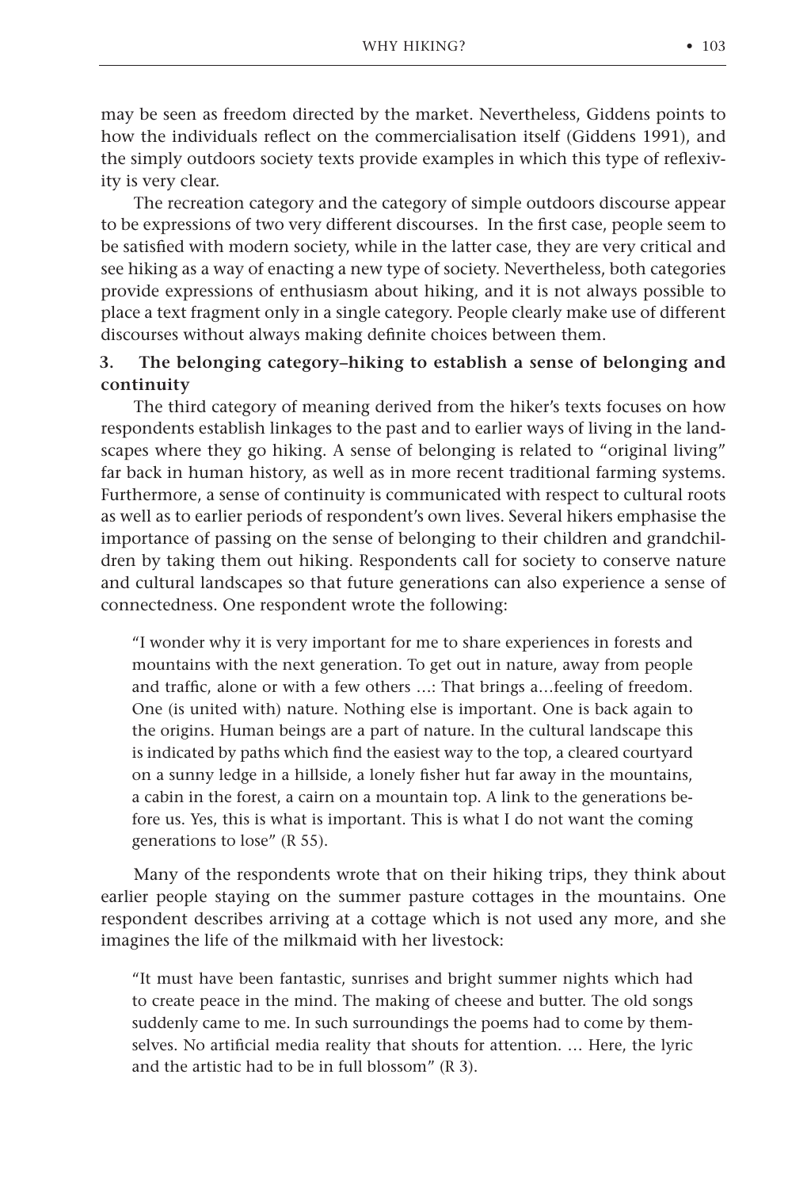may be seen as freedom directed by the market. Nevertheless, Giddens points to how the individuals reflect on the commercialisation itself (Giddens 1991), and the simply outdoors society texts provide examples in which this type of reflexivity is very clear.

The recreation category and the category of simple outdoors discourse appear to be expressions of two very different discourses. In the first case, people seem to be satisfied with modern society, while in the latter case, they are very critical and see hiking as a way of enacting a new type of society. Nevertheless, both categories provide expressions of enthusiasm about hiking, and it is not always possible to place a text fragment only in a single category. People clearly make use of different discourses without always making definite choices between them.

### 3. The belonging category–hiking to establish a sense of belonging and continuity

The third category of meaning derived from the hiker's texts focuses on how respondents establish linkages to the past and to earlier ways of living in the landscapes where they go hiking. A sense of belonging is related to "original living" far back in human history, as well as in more recent traditional farming systems. Furthermore, a sense of continuity is communicated with respect to cultural roots as well as to earlier periods of respondent's own lives. Several hikers emphasise the importance of passing on the sense of belonging to their children and grandchildren by taking them out hiking. Respondents call for society to conserve nature and cultural landscapes so that future generations can also experience a sense of connectedness. One respondent wrote the following:

> "I wonder why it is very important for me to share experiences in forests and mountains with the next generation. To get out in nature, away from people and traffic, alone or with a few others …: That brings a…feeling of freedom. One (is united with) nature. Nothing else is important. One is back again to the origins. Human beings are a part of nature. In the cultural landscape this is indicated by paths which find the easiest way to the top, a cleared courtyard on a sunny ledge in a hillside, a lonely fisher hut far away in the mountains, a cabin in the forest, a cairn on a mountain top. A link to the generations before us. Yes, this is what is important. This is what I do not want the coming generations to lose" (R 55).

Many of the respondents wrote that on their hiking trips, they think about earlier people staying on the summer pasture cottages in the mountains. One respondent describes arriving at a cottage which is not used any more, and she imagines the life of the milkmaid with her livestock:

> "It must have been fantastic, sunrises and bright summer nights which had to create peace in the mind. The making of cheese and butter. The old songs suddenly came to me. In such surroundings the poems had to come by themselves. No artificial media reality that shouts for attention. … Here, the lyric and the artistic had to be in full blossom" (R 3).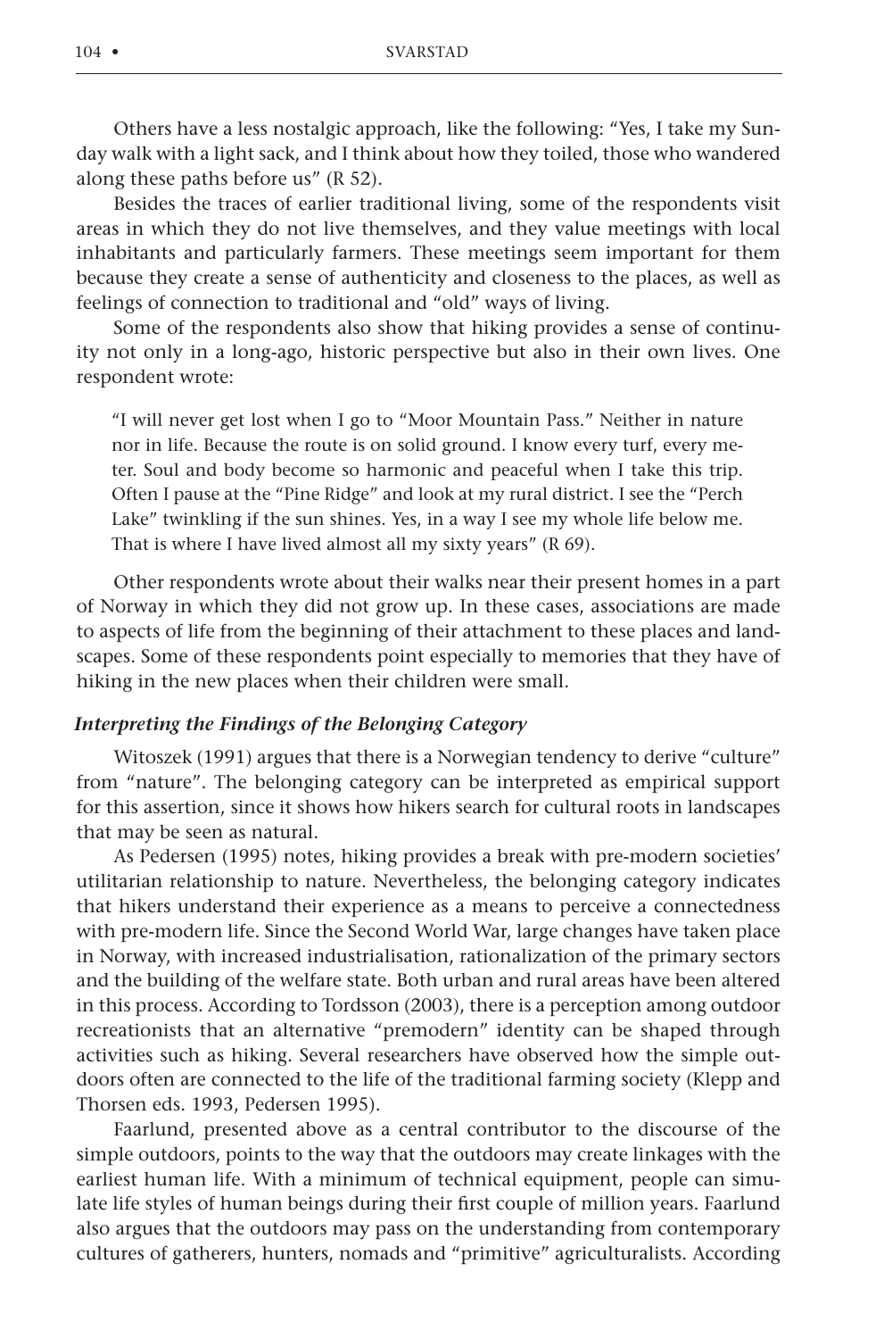Others have a less nostalgic approach, like the following: "Yes, I take my Sunday walk with a light sack, and I think about how they toiled, those who wandered along these paths before us" (R 52).

Besides the traces of earlier traditional living, some of the respondents visit areas in which they do not live themselves, and they value meetings with local inhabitants and particularly farmers. These meetings seem important for them because they create a sense of authenticity and closeness to the places, as well as feelings of connection to traditional and "old" ways of living.

Some of the respondents also show that hiking provides a sense of continuity not only in a long-ago, historic perspective but also in their own lives. One respondent wrote:

> "I will never get lost when I go to "Moor Mountain Pass." Neither in nature nor in life. Because the route is on solid ground. I know every turf, every meter. Soul and body become so harmonic and peaceful when I take this trip. Often I pause at the "Pine Ridge" and look at my rural district. I see the "Perch Lake" twinkling if the sun shines. Yes, in a way I see my whole life below me. That is where I have lived almost all my sixty years" (R 69).

Other respondents wrote about their walks near their present homes in a part of Norway in which they did not grow up. In these cases, associations are made to aspects of life from the beginning of their attachment to these places and landscapes. Some of these respondents point especially to memories that they have of hiking in the new places when their children were small.

### *Interpreting the Findings of the Belonging Category*

Witoszek (1991) argues that there is a Norwegian tendency to derive "culture" from "nature". The belonging category can be interpreted as empirical support for this assertion, since it shows how hikers search for cultural roots in landscapes that may be seen as natural.

As Pedersen (1995) notes, hiking provides a break with pre-modern societies' utilitarian relationship to nature. Nevertheless, the belonging category indicates that hikers understand their experience as a means to perceive a connectedness with pre-modern life. Since the Second World War, large changes have taken place in Norway, with increased industrialisation, rationalization of the primary sectors and the building of the welfare state. Both urban and rural areas have been altered in this process. According to Tordsson (2003), there is a perception among outdoor recreationists that an alternative "premodern" identity can be shaped through activities such as hiking. Several researchers have observed how the simple outdoors often are connected to the life of the traditional farming society (Klepp and Thorsen eds. 1993, Pedersen 1995).

Faarlund, presented above as a central contributor to the discourse of the simple outdoors, points to the way that the outdoors may create linkages with the earliest human life. With a minimum of technical equipment, people can simulate life styles of human beings during their first couple of million years. Faarlund also argues that the outdoors may pass on the understanding from contemporary cultures of gatherers, hunters, nomads and "primitive" agriculturalists. According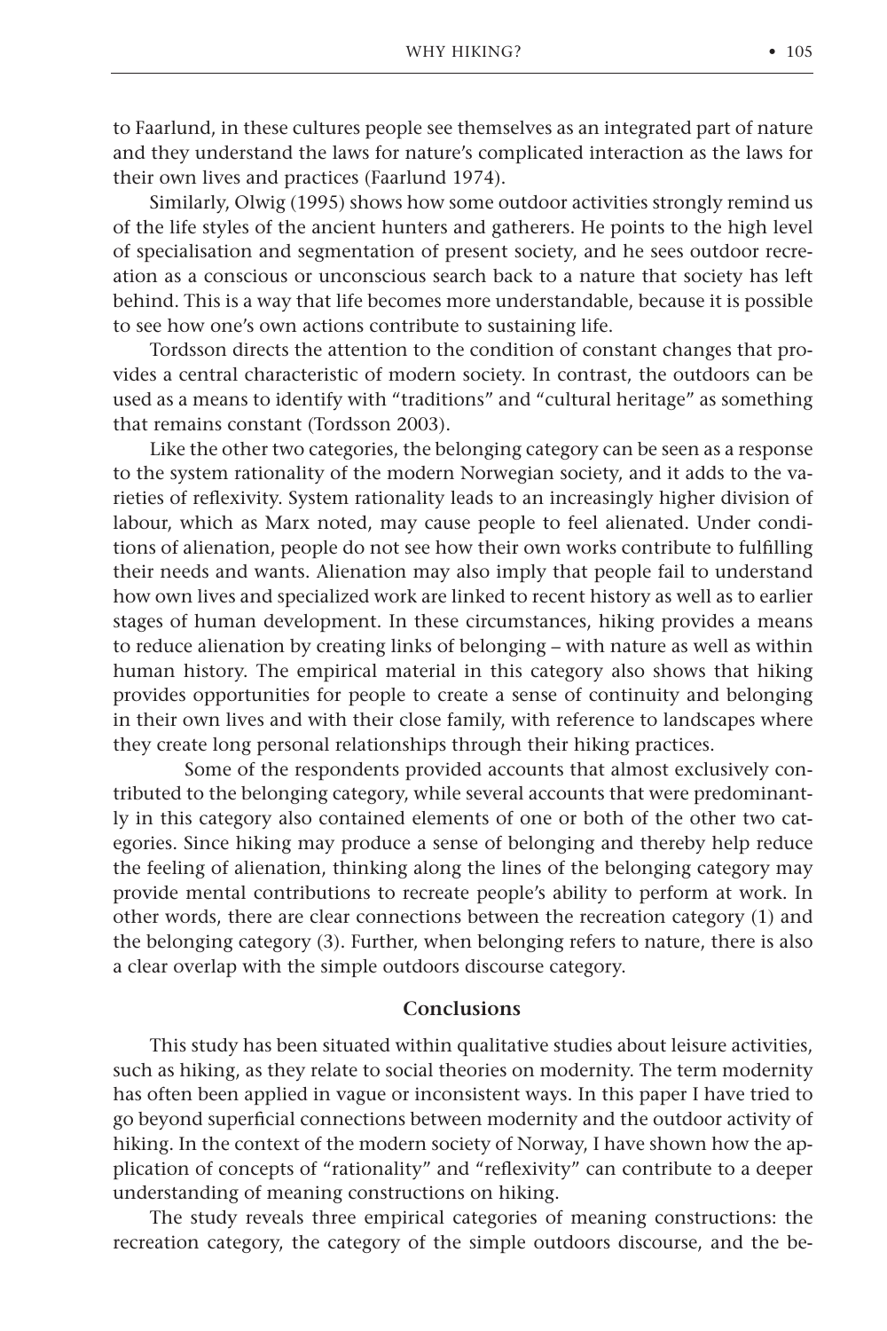to Faarlund, in these cultures people see themselves as an integrated part of nature and they understand the laws for nature's complicated interaction as the laws for their own lives and practices (Faarlund 1974).

Similarly, Olwig (1995) shows how some outdoor activities strongly remind us of the life styles of the ancient hunters and gatherers. He points to the high level of specialisation and segmentation of present society, and he sees outdoor recreation as a conscious or unconscious search back to a nature that society has left behind. This is a way that life becomes more understandable, because it is possible to see how one's own actions contribute to sustaining life.

Tordsson directs the attention to the condition of constant changes that provides a central characteristic of modern society. In contrast, the outdoors can be used as a means to identify with "traditions" and "cultural heritage" as something that remains constant (Tordsson 2003).

Like the other two categories, the belonging category can be seen as a response to the system rationality of the modern Norwegian society, and it adds to the varieties of reflexivity. System rationality leads to an increasingly higher division of labour, which as Marx noted, may cause people to feel alienated. Under conditions of alienation, people do not see how their own works contribute to fulfilling their needs and wants. Alienation may also imply that people fail to understand how own lives and specialized work are linked to recent history as well as to earlier stages of human development. In these circumstances, hiking provides a means to reduce alienation by creating links of belonging – with nature as well as within human history. The empirical material in this category also shows that hiking provides opportunities for people to create a sense of continuity and belonging in their own lives and with their close family, with reference to landscapes where they create long personal relationships through their hiking practices.

Some of the respondents provided accounts that almost exclusively contributed to the belonging category, while several accounts that were predominantly in this category also contained elements of one or both of the other two categories. Since hiking may produce a sense of belonging and thereby help reduce the feeling of alienation, thinking along the lines of the belonging category may provide mental contributions to recreate people's ability to perform at work. In other words, there are clear connections between the recreation category (1) and the belonging category (3). Further, when belonging refers to nature, there is also a clear overlap with the simple outdoors discourse category.

## Conclusions

This study has been situated within qualitative studies about leisure activities, such as hiking, as they relate to social theories on modernity. The term modernity has often been applied in vague or inconsistent ways. In this paper I have tried to go beyond superficial connections between modernity and the outdoor activity of hiking. In the context of the modern society of Norway, I have shown how the application of concepts of "rationality" and "reflexivity" can contribute to a deeper understanding of meaning constructions on hiking.

The study reveals three empirical categories of meaning constructions: the recreation category, the category of the simple outdoors discourse, and the be-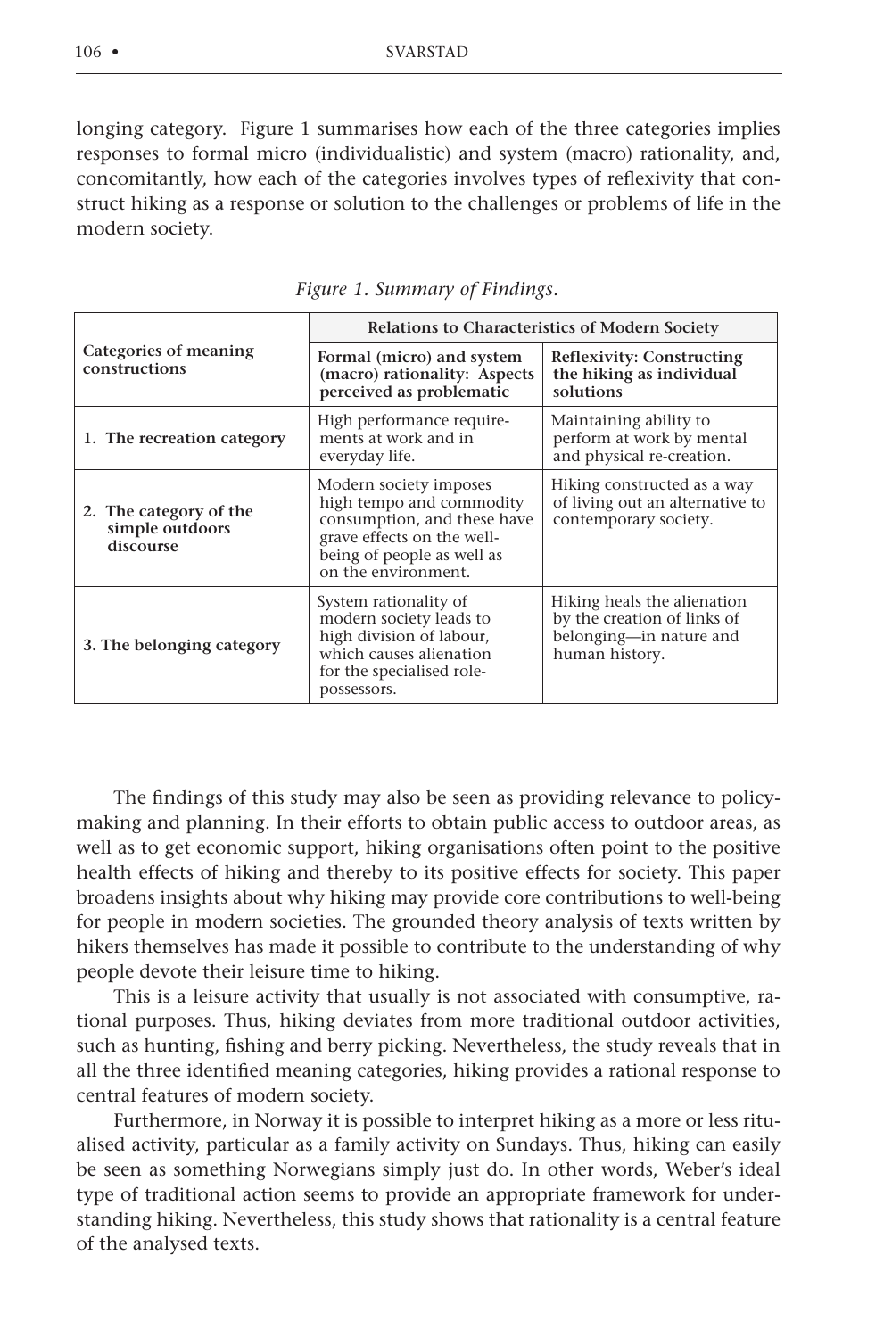longing category. Figure 1 summarises how each of the three categories implies responses to formal micro (individualistic) and system (macro) rationality, and, concomitantly, how each of the categories involves types of reflexivity that construct hiking as a response or solution to the challenges or problems of life in the modern society.

*Figure 1. Summary of Findings.*

| Categories of meaning constructions | Relations to Characteristics of Modern Society | |
|---|---|---|
| | **Formal (micro) and system (macro) rationality: Aspects perceived as problematic** | **Reflexivity: Constructing the hiking as individual solutions** |
| **1. The recreation category** | High performance requirements at work and in everyday life. | Maintaining ability to perform at work by mental and physical re-creation. |
| **2. The category of the simple outdoors discourse** | Modern society imposes high tempo and commodity consumption, and these have grave effects on the well-being of people as well as on the environment. | Hiking constructed as a way of living out an alternative to contemporary society. |
| **3. The belonging category** | System rationality of modern society leads to high division of labour, which causes alienation for the specialised role-possessors. | Hiking heals the alienation by the creation of links of belonging—in nature and human history. |

The findings of this study may also be seen as providing relevance to policy-making and planning. In their efforts to obtain public access to outdoor areas, as well as to get economic support, hiking organisations often point to the positive health effects of hiking and thereby to its positive effects for society. This paper broadens insights about why hiking may provide core contributions to well-being for people in modern societies. The grounded theory analysis of texts written by hikers themselves has made it possible to contribute to the understanding of why people devote their leisure time to hiking.

This is a leisure activity that usually is not associated with consumptive, rational purposes. Thus, hiking deviates from more traditional outdoor activities, such as hunting, fishing and berry picking. Nevertheless, the study reveals that in all the three identified meaning categories, hiking provides a rational response to central features of modern society.

Furthermore, in Norway it is possible to interpret hiking as a more or less ritualised activity, particular as a family activity on Sundays. Thus, hiking can easily be seen as something Norwegians simply just do. In other words, Weber's ideal type of traditional action seems to provide an appropriate framework for understanding hiking. Nevertheless, this study shows that rationality is a central feature of the analysed texts.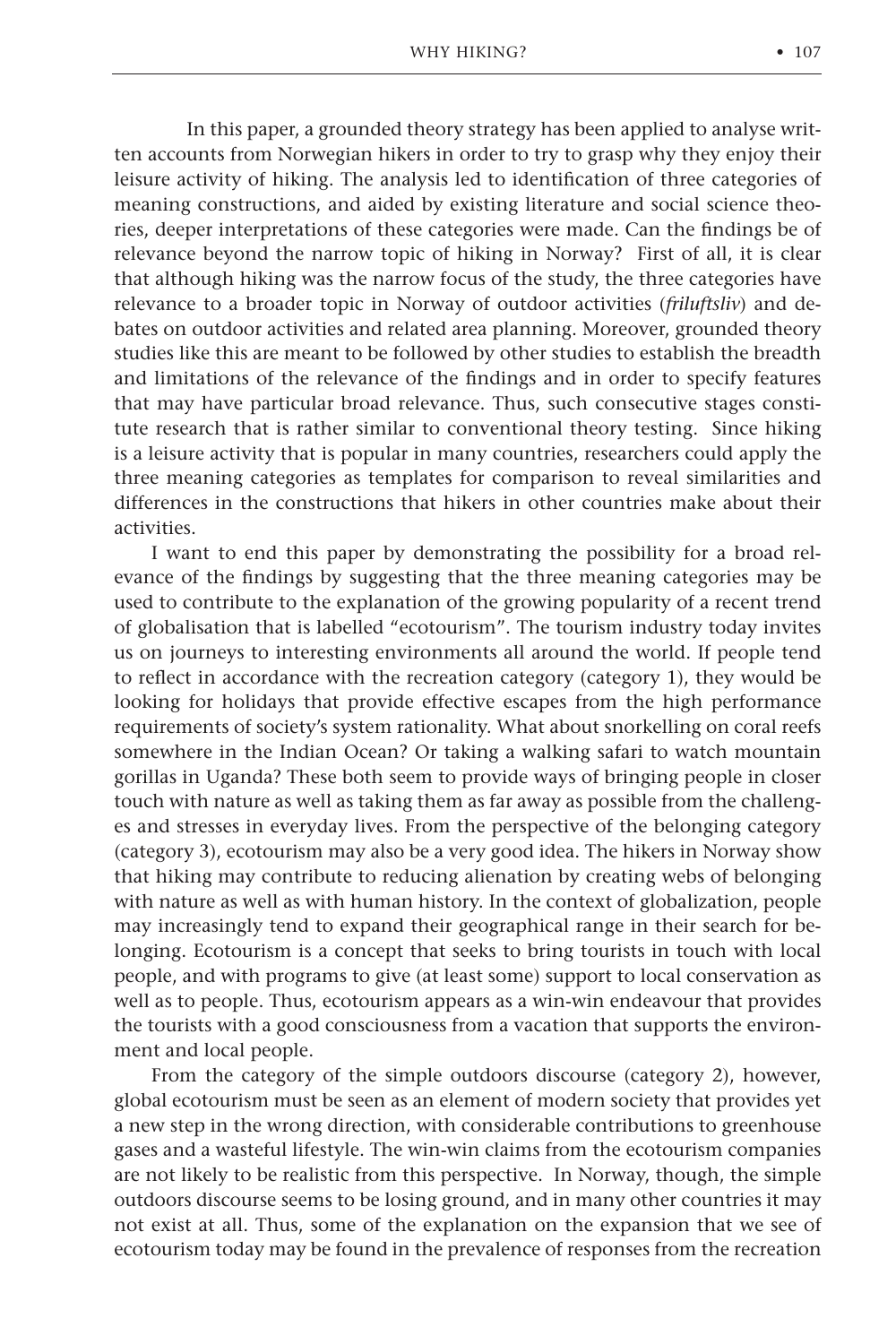In this paper, a grounded theory strategy has been applied to analyse written accounts from Norwegian hikers in order to try to grasp why they enjoy their leisure activity of hiking. The analysis led to identification of three categories of meaning constructions, and aided by existing literature and social science theories, deeper interpretations of these categories were made. Can the findings be of relevance beyond the narrow topic of hiking in Norway? First of all, it is clear that although hiking was the narrow focus of the study, the three categories have relevance to a broader topic in Norway of outdoor activities (*friluftsliv*) and debates on outdoor activities and related area planning. Moreover, grounded theory studies like this are meant to be followed by other studies to establish the breadth and limitations of the relevance of the findings and in order to specify features that may have particular broad relevance. Thus, such consecutive stages constitute research that is rather similar to conventional theory testing. Since hiking is a leisure activity that is popular in many countries, researchers could apply the three meaning categories as templates for comparison to reveal similarities and differences in the constructions that hikers in other countries make about their activities.

I want to end this paper by demonstrating the possibility for a broad relevance of the findings by suggesting that the three meaning categories may be used to contribute to the explanation of the growing popularity of a recent trend of globalisation that is labelled "ecotourism". The tourism industry today invites us on journeys to interesting environments all around the world. If people tend to reflect in accordance with the recreation category (category 1), they would be looking for holidays that provide effective escapes from the high performance requirements of society's system rationality. What about snorkelling on coral reefs somewhere in the Indian Ocean? Or taking a walking safari to watch mountain gorillas in Uganda? These both seem to provide ways of bringing people in closer touch with nature as well as taking them as far away as possible from the challenges and stresses in everyday lives. From the perspective of the belonging category (category 3), ecotourism may also be a very good idea. The hikers in Norway show that hiking may contribute to reducing alienation by creating webs of belonging with nature as well as with human history. In the context of globalization, people may increasingly tend to expand their geographical range in their search for belonging. Ecotourism is a concept that seeks to bring tourists in touch with local people, and with programs to give (at least some) support to local conservation as well as to people. Thus, ecotourism appears as a win-win endeavour that provides the tourists with a good consciousness from a vacation that supports the environment and local people.

From the category of the simple outdoors discourse (category 2), however, global ecotourism must be seen as an element of modern society that provides yet a new step in the wrong direction, with considerable contributions to greenhouse gases and a wasteful lifestyle. The win-win claims from the ecotourism companies are not likely to be realistic from this perspective. In Norway, though, the simple outdoors discourse seems to be losing ground, and in many other countries it may not exist at all. Thus, some of the explanation on the expansion that we see of ecotourism today may be found in the prevalence of responses from the recreation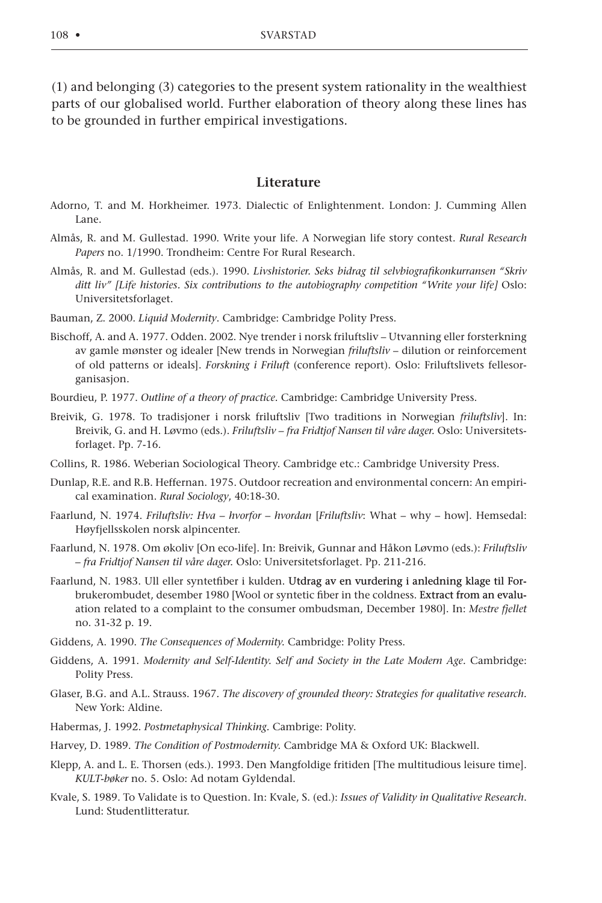(1) and belonging (3) categories to the present system rationality in the wealthiest parts of our globalised world. Further elaboration of theory along these lines has to be grounded in further empirical investigations.

## Literature

Adorno, T. and M. Horkheimer. 1973. Dialectic of Enlightenment. London: J. Cumming Allen Lane.

Almås, R. and M. Gullestad. 1990. Write your life. A Norwegian life story contest. *Rural Research Papers* no. 1/1990. Trondheim: Centre For Rural Research.

Almås, R. and M. Gullestad (eds.). 1990. *Livshistorier. Seks bidrag til selvbiografikonkurransen "Skriv ditt liv" [Life histories. Six contributions to the autobiography competition "Write your life]* Oslo: Universitetsforlaget.

Bauman, Z. 2000. *Liquid Modernity*. Cambridge: Cambridge Polity Press.

Bischoff, A. and A. 1977. Odden. 2002. Nye trender i norsk friluftsliv – Utvanning eller forsterkning av gamle mønster og idealer [New trends in Norwegian *friluftsliv* – dilution or reinforcement of old patterns or ideals]. *Forskning i Friluft* (conference report). Oslo: Friluftslivets fellesorganisasjon.

Bourdieu, P. 1977. *Outline of a theory of practice*. Cambridge: Cambridge University Press.

Breivik, G. 1978. To tradisjoner i norsk friluftsliv [Two traditions in Norwegian *friluftsliv*]. In: Breivik, G. and H. Løvmo (eds.). *Friluftsliv – fra Fridtjof Nansen til våre dager.* Oslo: Universitetsforlaget. Pp. 7-16.

Collins, R. 1986. Weberian Sociological Theory. Cambridge etc.: Cambridge University Press.

Dunlap, R.E. and R.B. Heffernan. 1975. Outdoor recreation and environmental concern: An empirical examination. *Rural Sociology*, 40:18-30.

Faarlund, N. 1974. *Friluftsliv: Hva – hvorfor – hvordan* [*Friluftsliv*: What – why – how]. Hemsedal: Høyfjellsskolen norsk alpincenter.

Faarlund, N. 1978. Om økoliv [On eco-life]. In: Breivik, Gunnar and Håkon Løvmo (eds.): *Friluftsliv – fra Fridtjof Nansen til våre dager.* Oslo: Universitetsforlaget. Pp. 211-216.

Faarlund, N. 1983. Ull eller syntetfiber i kulden. Utdrag av en vurdering i anledning klage til Forbrukerombudet, desember 1980 [Wool or syntetic fiber in the coldness. Extract from an evaluation related to a complaint to the consumer ombudsman, December 1980]. In: *Mestre fjellet* no. 31-32 p. 19.

Giddens, A. 1990. *The Consequences of Modernity.* Cambridge: Polity Press.

Giddens, A. 1991. *Modernity and Self-Identity. Self and Society in the Late Modern Age*. Cambridge: Polity Press.

Glaser, B.G. and A.L. Strauss. 1967. *The discovery of grounded theory: Strategies for qualitative research*. New York: Aldine.

Habermas, J. 1992. *Postmetaphysical Thinking.* Cambrige: Polity.

Harvey, D. 1989. *The Condition of Postmodernity.* Cambridge MA & Oxford UK: Blackwell.

Klepp, A. and L. E. Thorsen (eds.). 1993. Den Mangfoldige fritiden [The multitudious leisure time]. *KULT-bøker* no. 5. Oslo: Ad notam Gyldendal.

Kvale, S. 1989. To Validate is to Question. In: Kvale, S. (ed.): *Issues of Validity in Qualitative Research*. Lund: Studentlitteratur.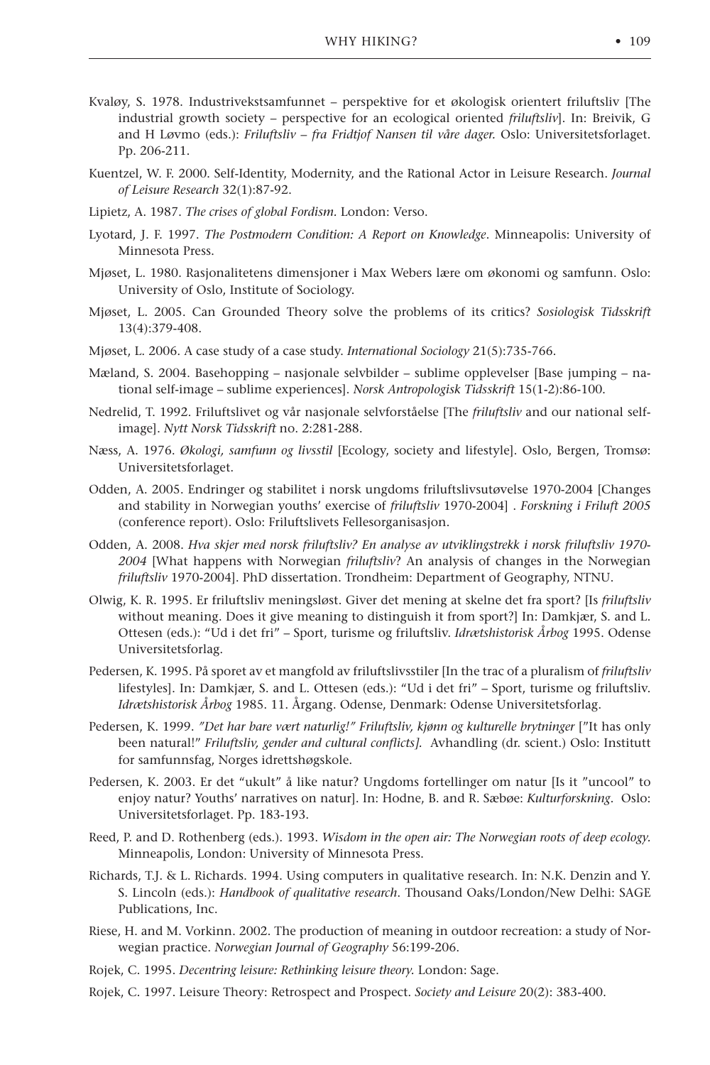Kvaløy, S. 1978. Industrivekstsamfunnet – perspektive for et økologisk orientert friluftsliv [The industrial growth society – perspective for an ecological oriented *friluftsliv*]. In: Breivik, G and H Løvmo (eds.): *Friluftsliv – fra Fridtjof Nansen til våre dager.* Oslo: Universitetsforlaget. Pp. 206-211.

Kuentzel, W. F. 2000. Self-Identity, Modernity, and the Rational Actor in Leisure Research. *Journal of Leisure Research* 32(1):87-92.

Lipietz, A. 1987. *The crises of global Fordism*. London: Verso.

Lyotard, J. F. 1997. *The Postmodern Condition: A Report on Knowledge*. Minneapolis: University of Minnesota Press.

Mjøset, L. 1980. Rasjonalitetens dimensjoner i Max Webers lære om økonomi og samfunn. Oslo: University of Oslo, Institute of Sociology.

Mjøset, L. 2005. Can Grounded Theory solve the problems of its critics? *Sosiologisk Tidsskrift* 13(4):379-408.

Mjøset, L. 2006. A case study of a case study. *International Sociology* 21(5):735-766.

Mæland, S. 2004. Basehopping – nasjonale selvbilder – sublime opplevelser [Base jumping – national self-image – sublime experiences]. *Norsk Antropologisk Tidsskrift* 15(1-2):86-100.

Nedrelid, T. 1992. Friluftslivet og vår nasjonale selvforståelse [The *friluftsliv* and our national self-image]. *Nytt Norsk Tidsskrift* no. 2:281-288.

Næss, A. 1976. *Økologi, samfunn og livsstil* [Ecology, society and lifestyle]. Oslo, Bergen, Tromsø: Universitetsforlaget.

Odden, A. 2005. Endringer og stabilitet i norsk ungdoms friluftslivsutøvelse 1970-2004 [Changes and stability in Norwegian youths' exercise of *friluftsliv* 1970-2004] . *Forskning i Friluft 2005* (conference report). Oslo: Friluftslivets Fellesorganisasjon.

Odden, A. 2008. *Hva skjer med norsk friluftsliv? En analyse av utviklingstrekk i norsk friluftsliv 1970-2004* [What happens with Norwegian *friluftsliv*? An analysis of changes in the Norwegian *friluftsliv* 1970-2004]. PhD dissertation. Trondheim: Department of Geography, NTNU.

Olwig, K. R. 1995. Er friluftsliv meningsløst. Giver det mening at skelne det fra sport? [Is *friluftsliv* without meaning. Does it give meaning to distinguish it from sport?] In: Damkjær, S. and L. Ottesen (eds.): "Ud i det fri" – Sport, turisme og friluftsliv. *Idrætshistorisk Årbog* 1995. Odense Universitetsforlag.

Pedersen, K. 1995. På sporet av et mangfold av friluftslivsstiler [In the trac of a pluralism of *friluftsliv* lifestyles]. In: Damkjær, S. and L. Ottesen (eds.): "Ud i det fri" – Sport, turisme og friluftsliv. *Idrætshistorisk Årbog* 1985. 11. Årgang. Odense, Denmark: Odense Universitetsforlag.

Pedersen, K. 1999. *"Det har bare vært naturlig!" Friluftsliv, kjønn og kulturelle brytninger* ["It has only been natural!" *Friluftsliv, gender and cultural conflicts].* Avhandling (dr. scient.) Oslo: Institutt for samfunnsfag, Norges idrettshøgskole.

Pedersen, K. 2003. Er det "ukult" å like natur? Ungdoms fortellinger om natur [Is it "uncool" to enjoy natur? Youths' narratives on natur]. In: Hodne, B. and R. Sæbøe: *Kulturforskning.* Oslo: Universitetsforlaget. Pp. 183-193.

Reed, P. and D. Rothenberg (eds.). 1993. *Wisdom in the open air: The Norwegian roots of deep ecology.* Minneapolis, London: University of Minnesota Press.

Richards, T.J. & L. Richards. 1994. Using computers in qualitative research. In: N.K. Denzin and Y. S. Lincoln (eds.): *Handbook of qualitative research*. Thousand Oaks/London/New Delhi: SAGE Publications, Inc.

Riese, H. and M. Vorkinn. 2002. The production of meaning in outdoor recreation: a study of Norwegian practice. *Norwegian Journal of Geography* 56:199-206.

Rojek, C. 1995. *Decentring leisure: Rethinking leisure theory.* London: Sage.

Rojek, C. 1997. Leisure Theory: Retrospect and Prospect. *Society and Leisure* 20(2): 383-400.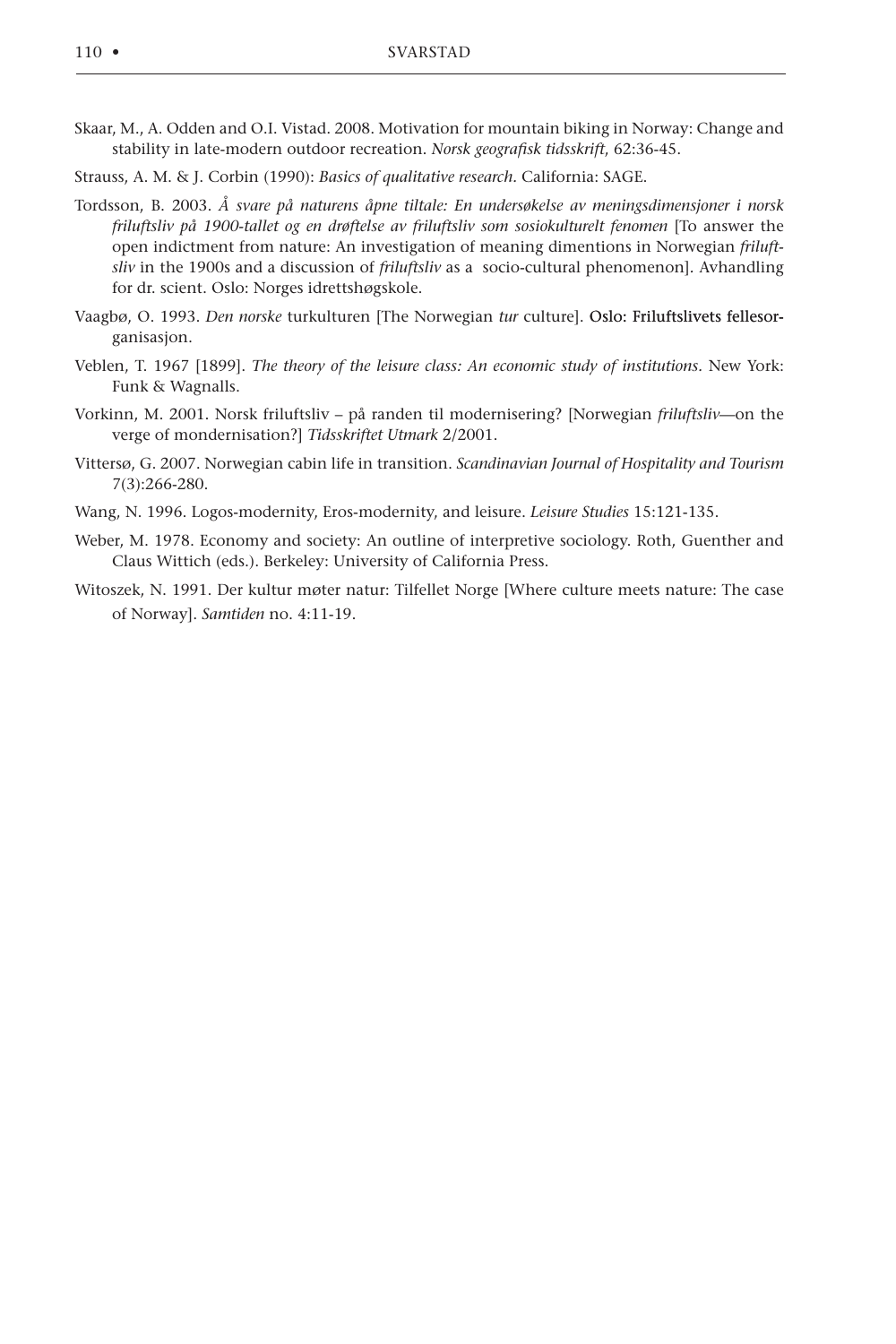Skaar, M., A. Odden and O.I. Vistad. 2008. Motivation for mountain biking in Norway: Change and stability in late-modern outdoor recreation. *Norsk geografisk tidsskrift*, 62:36-45.

Strauss, A. M. & J. Corbin (1990): *Basics of qualitative research.* California: SAGE.

Tordsson, B. 2003. *Å svare på naturens åpne tiltale: En undersøkelse av meningsdimensjoner i norsk friluftsliv på 1900-tallet og en drøftelse av friluftsliv som sosiokulturelt fenomen* [To answer the open indictment from nature: An investigation of meaning dimentions in Norwegian *friluftsliv* in the 1900s and a discussion of *friluftsliv* as a socio-cultural phenomenon]. Avhandling for dr. scient. Oslo: Norges idrettshøgskole.

Vaagbø, O. 1993. *Den norske* turkulturen [The Norwegian *tur* culture]. Oslo: Friluftslivets fellesorganisasjon.

Veblen, T. 1967 [1899]. *The theory of the leisure class: An economic study of institutions.* New York: Funk & Wagnalls.

Vorkinn, M. 2001. Norsk friluftsliv – på randen til modernisering? [Norwegian *friluftsliv*—on the verge of mondernisation?] *Tidsskriftet Utmark* 2/2001.

Vittersø, G. 2007. Norwegian cabin life in transition. *Scandinavian Journal of Hospitality and Tourism* 7(3):266-280.

Wang, N. 1996. Logos-modernity, Eros-modernity, and leisure. *Leisure Studies* 15:121-135.

Weber, M. 1978. Economy and society: An outline of interpretive sociology. Roth, Guenther and Claus Wittich (eds.). Berkeley: University of California Press.

Witoszek, N. 1991. Der kultur møter natur: Tilfellet Norge [Where culture meets nature: The case of Norway]. *Samtiden* no. 4:11-19.